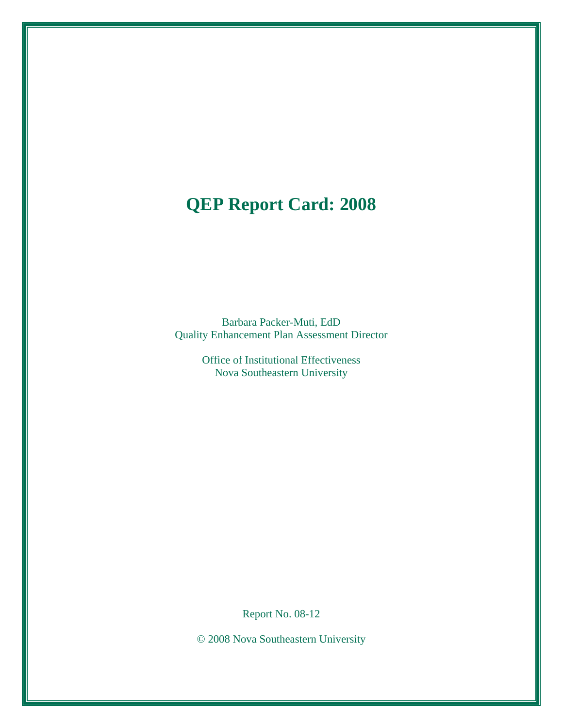# QEP Report Card: 2008

Barbara Packer-Muti, EdD
Quality Enhancement Plan Assessment Director

Office of Institutional Effectiveness
Nova Southeastern University

Report No. 08-12

© 2008 Nova Southeastern University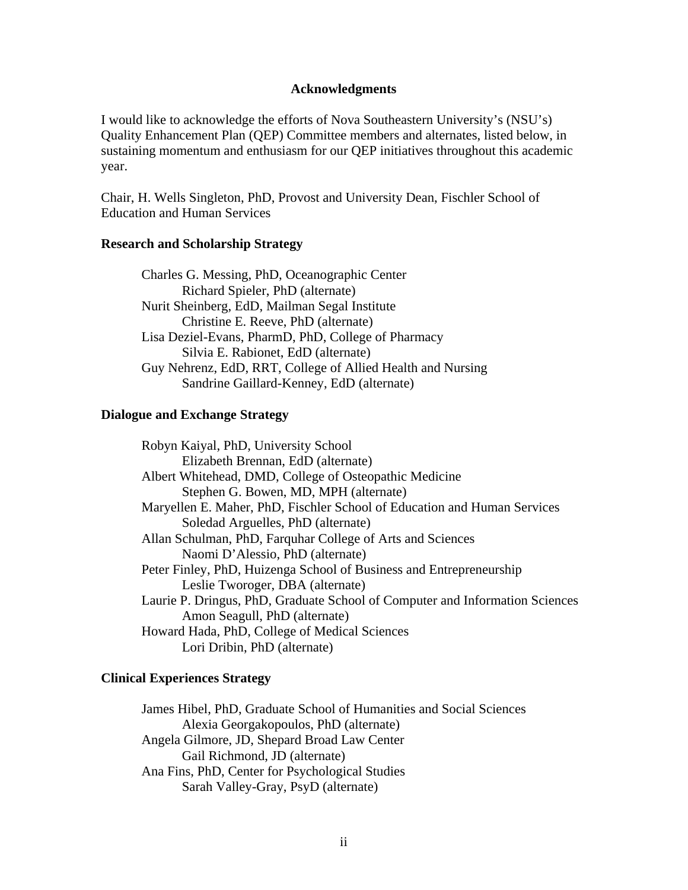## Acknowledgments

I would like to acknowledge the efforts of Nova Southeastern University's (NSU's) Quality Enhancement Plan (QEP) Committee members and alternates, listed below, in sustaining momentum and enthusiasm for our QEP initiatives throughout this academic year.

Chair, H. Wells Singleton, PhD, Provost and University Dean, Fischler School of Education and Human Services

**Research and Scholarship Strategy**

- Charles G. Messing, PhD, Oceanographic Center
  - Richard Spieler, PhD (alternate)
- Nurit Sheinberg, EdD, Mailman Segal Institute
  - Christine E. Reeve, PhD (alternate)
- Lisa Deziel-Evans, PharmD, PhD, College of Pharmacy
  - Silvia E. Rabionet, EdD (alternate)
- Guy Nehrenz, EdD, RRT, College of Allied Health and Nursing
  - Sandrine Gaillard-Kenney, EdD (alternate)

**Dialogue and Exchange Strategy**

- Robyn Kaiyal, PhD, University School
  - Elizabeth Brennan, EdD (alternate)
- Albert Whitehead, DMD, College of Osteopathic Medicine
  - Stephen G. Bowen, MD, MPH (alternate)
- Maryellen E. Maher, PhD, Fischler School of Education and Human Services
  - Soledad Arguelles, PhD (alternate)
- Allan Schulman, PhD, Farquhar College of Arts and Sciences
  - Naomi D'Alessio, PhD (alternate)
- Peter Finley, PhD, Huizenga School of Business and Entrepreneurship
  - Leslie Tworoger, DBA (alternate)
- Laurie P. Dringus, PhD, Graduate School of Computer and Information Sciences
  - Amon Seagull, PhD (alternate)
- Howard Hada, PhD, College of Medical Sciences
  - Lori Dribin, PhD (alternate)

**Clinical Experiences Strategy**

- James Hibel, PhD, Graduate School of Humanities and Social Sciences
  - Alexia Georgakopoulos, PhD (alternate)
- Angela Gilmore, JD, Shepard Broad Law Center
  - Gail Richmond, JD (alternate)
- Ana Fins, PhD, Center for Psychological Studies
  - Sarah Valley-Gray, PsyD (alternate)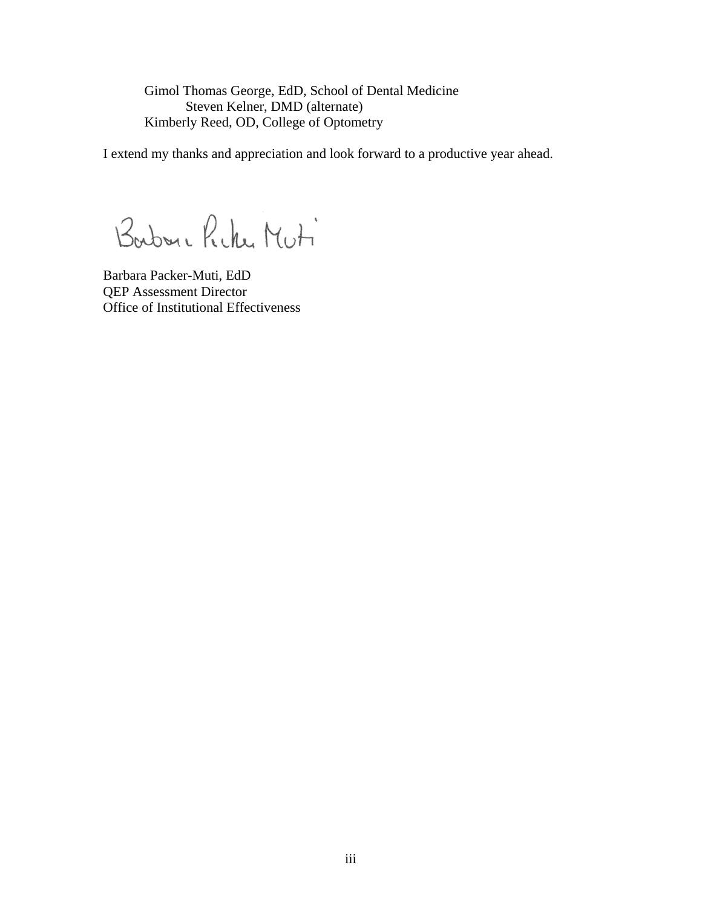Gimol Thomas George, EdD, School of Dental Medicine
    Steven Kelner, DMD (alternate)
Kimberly Reed, OD, College of Optometry

I extend my thanks and appreciation and look forward to a productive year ahead.

Barbara Packer-Muti

Barbara Packer-Muti, EdD
QEP Assessment Director
Office of Institutional Effectiveness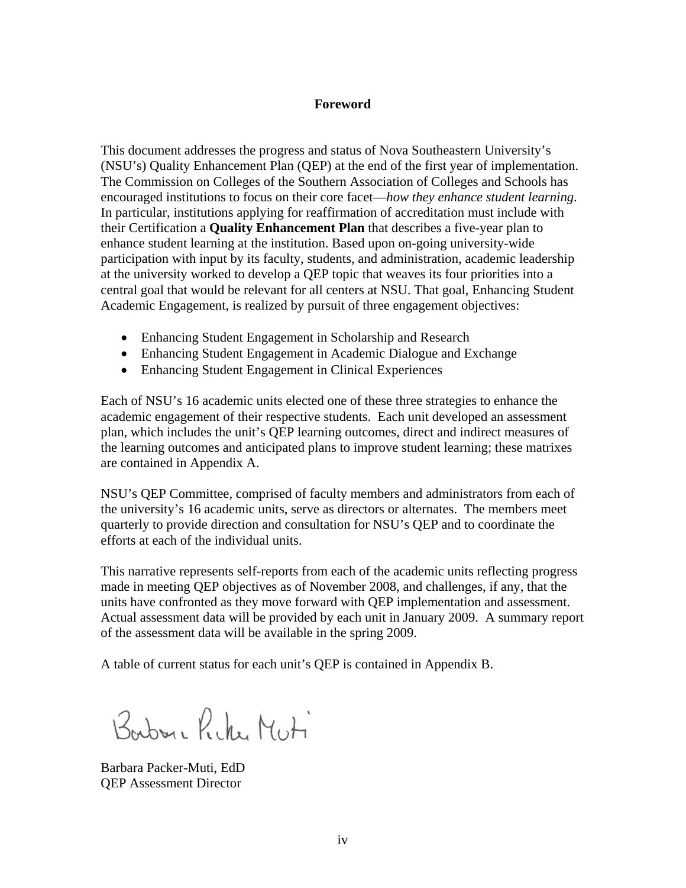## Foreword

This document addresses the progress and status of Nova Southeastern University's (NSU's) Quality Enhancement Plan (QEP) at the end of the first year of implementation. The Commission on Colleges of the Southern Association of Colleges and Schools has encouraged institutions to focus on their core facet—*how they enhance student learning*. In particular, institutions applying for reaffirmation of accreditation must include with their Certification a **Quality Enhancement Plan** that describes a five-year plan to enhance student learning at the institution. Based upon on-going university-wide participation with input by its faculty, students, and administration, academic leadership at the university worked to develop a QEP topic that weaves its four priorities into a central goal that would be relevant for all centers at NSU. That goal, Enhancing Student Academic Engagement, is realized by pursuit of three engagement objectives:

- Enhancing Student Engagement in Scholarship and Research
- Enhancing Student Engagement in Academic Dialogue and Exchange
- Enhancing Student Engagement in Clinical Experiences

Each of NSU's 16 academic units elected one of these three strategies to enhance the academic engagement of their respective students. Each unit developed an assessment plan, which includes the unit's QEP learning outcomes, direct and indirect measures of the learning outcomes and anticipated plans to improve student learning; these matrixes are contained in Appendix A.

NSU's QEP Committee, comprised of faculty members and administrators from each of the university's 16 academic units, serve as directors or alternates. The members meet quarterly to provide direction and consultation for NSU's QEP and to coordinate the efforts at each of the individual units.

This narrative represents self-reports from each of the academic units reflecting progress made in meeting QEP objectives as of November 2008, and challenges, if any, that the units have confronted as they move forward with QEP implementation and assessment. Actual assessment data will be provided by each unit in January 2009. A summary report of the assessment data will be available in the spring 2009.

A table of current status for each unit's QEP is contained in Appendix B.

Barbara Packer-Muti

Barbara Packer-Muti, EdD
QEP Assessment Director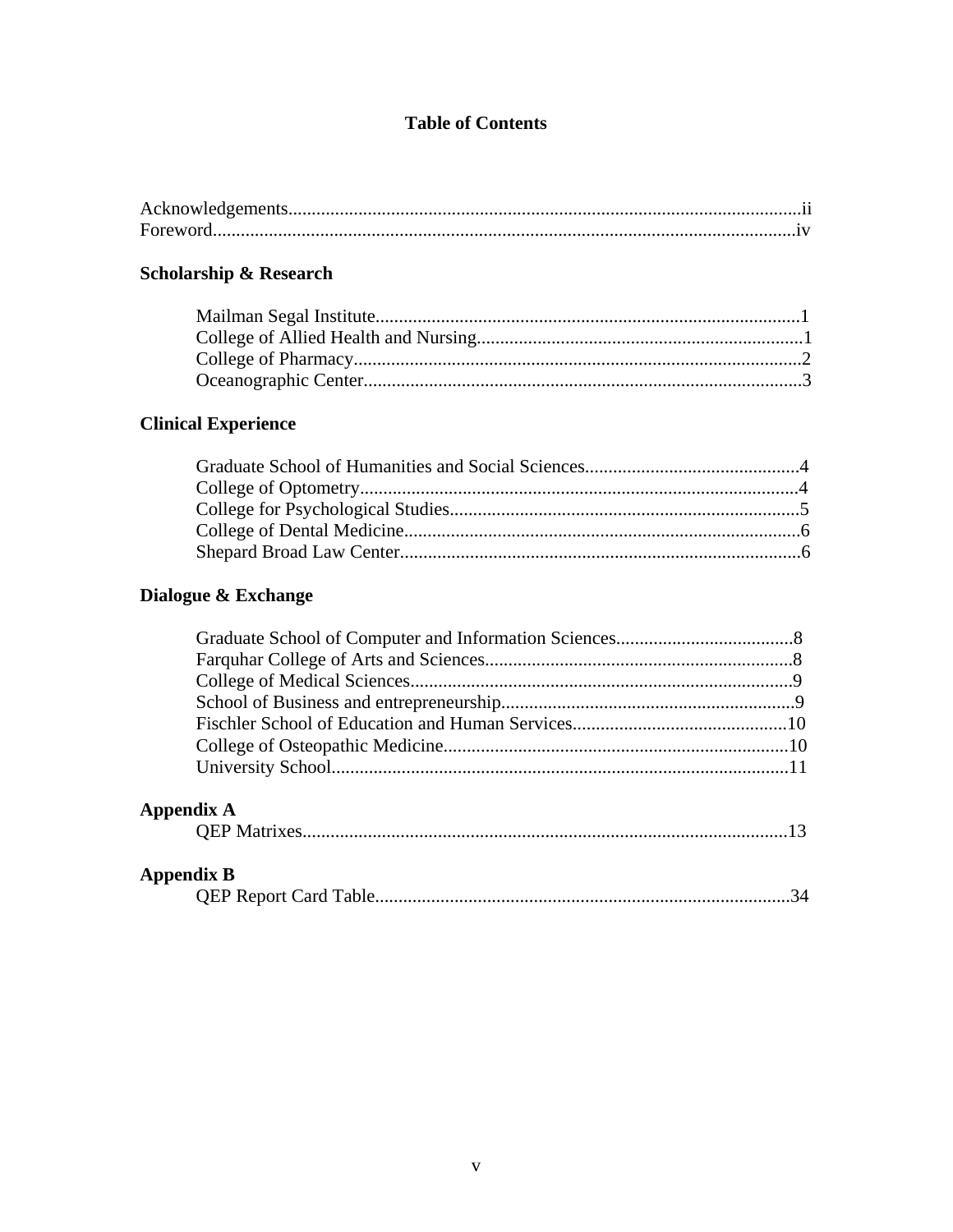# Table of Contents

Acknowledgements.............................................................................................................ii
Foreword...........................................................................................................................iv

## Scholarship & Research

- Mailman Segal Institute..........................................................................................1
- College of Allied Health and Nursing.....................................................................1
- College of Pharmacy...............................................................................................2
- Oceanographic Center.............................................................................................3

## Clinical Experience

- Graduate School of Humanities and Social Sciences.............................................4
- College of Optometry.............................................................................................4
- College for Psychological Studies..........................................................................5
- College of Dental Medicine....................................................................................6
- Shepard Broad Law Center.....................................................................................6

## Dialogue & Exchange

- Graduate School of Computer and Information Sciences......................................8
- Farquhar College of Arts and Sciences.................................................................8
- College of Medical Sciences.................................................................................9
- School of Business and entrepreneurship..............................................................9
- Fischler School of Education and Human Services.............................................10
- College of Osteopathic Medicine.........................................................................10
- University School.................................................................................................11

## Appendix A

- QEP Matrixes.......................................................................................................13

## Appendix B

- QEP Report Card Table........................................................................................34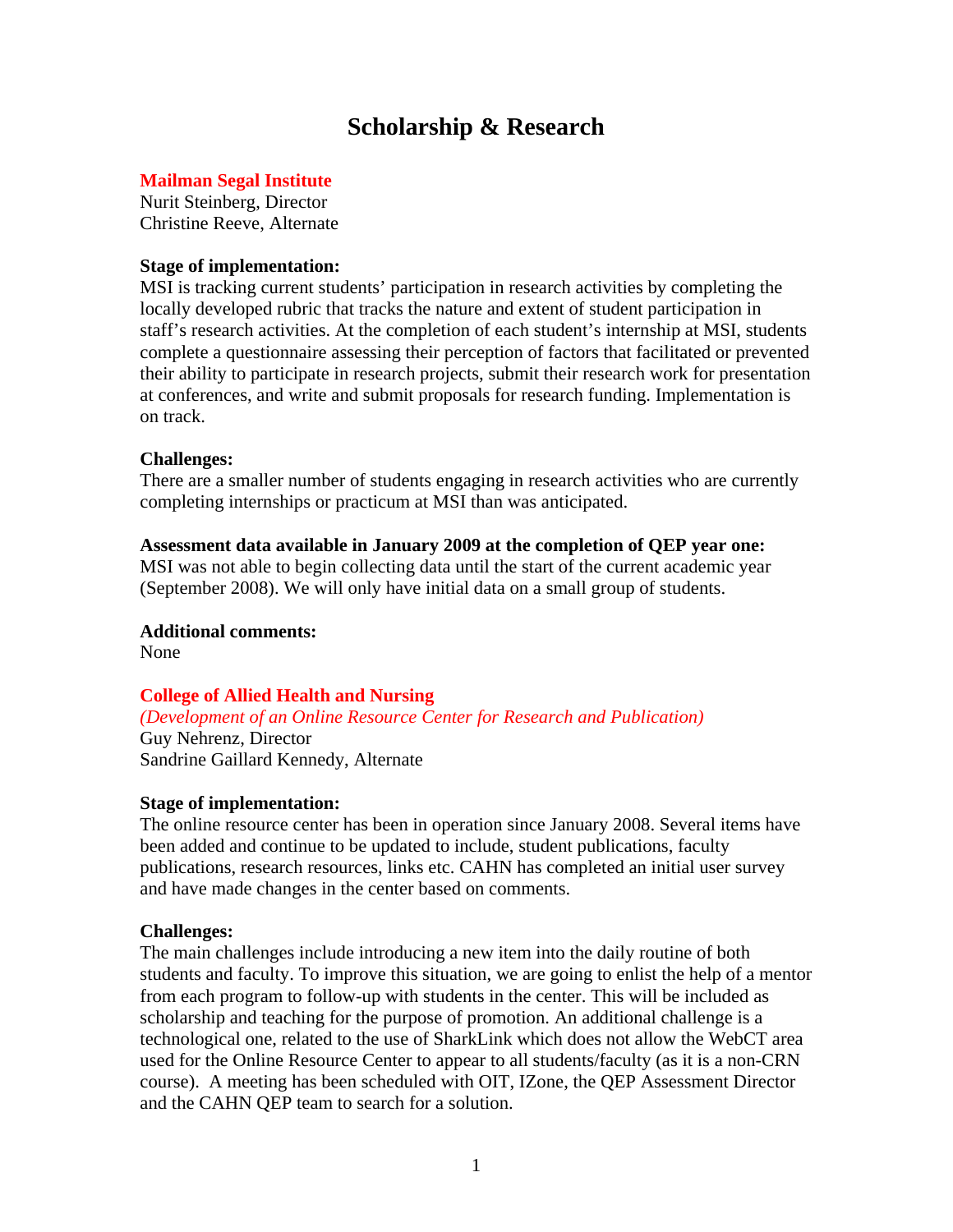# Scholarship & Research

## Mailman Segal Institute

Nurit Steinberg, Director
Christine Reeve, Alternate

**Stage of implementation:**
MSI is tracking current students' participation in research activities by completing the locally developed rubric that tracks the nature and extent of student participation in staff's research activities. At the completion of each student's internship at MSI, students complete a questionnaire assessing their perception of factors that facilitated or prevented their ability to participate in research projects, submit their research work for presentation at conferences, and write and submit proposals for research funding. Implementation is on track.

**Challenges:**
There are a smaller number of students engaging in research activities who are currently completing internships or practicum at MSI than was anticipated.

**Assessment data available in January 2009 at the completion of QEP year one:**
MSI was not able to begin collecting data until the start of the current academic year (September 2008). We will only have initial data on a small group of students.

**Additional comments:**
None

## College of Allied Health and Nursing

*(Development of an Online Resource Center for Research and Publication)*
Guy Nehrenz, Director
Sandrine Gaillard Kennedy, Alternate

**Stage of implementation:**
The online resource center has been in operation since January 2008. Several items have been added and continue to be updated to include, student publications, faculty publications, research resources, links etc. CAHN has completed an initial user survey and have made changes in the center based on comments.

**Challenges:**
The main challenges include introducing a new item into the daily routine of both students and faculty. To improve this situation, we are going to enlist the help of a mentor from each program to follow-up with students in the center. This will be included as scholarship and teaching for the purpose of promotion. An additional challenge is a technological one, related to the use of SharkLink which does not allow the WebCT area used for the Online Resource Center to appear to all students/faculty (as it is a non-CRN course). A meeting has been scheduled with OIT, IZone, the QEP Assessment Director and the CAHN QEP team to search for a solution.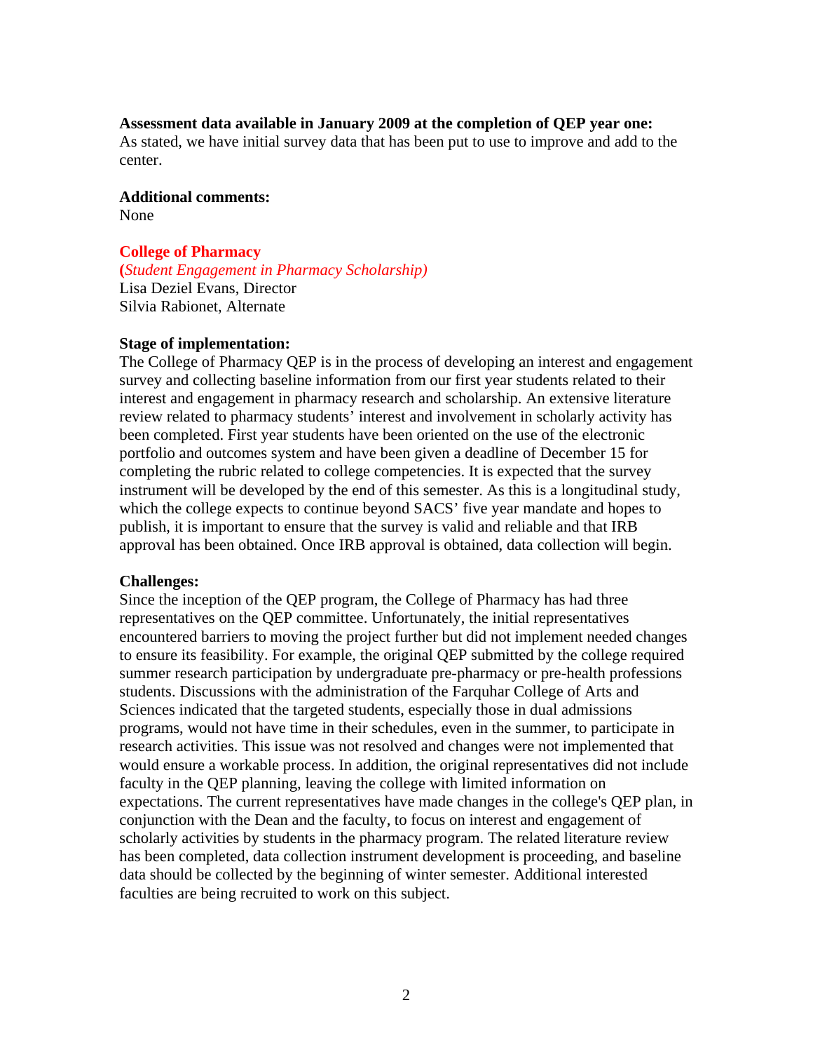**Assessment data available in January 2009 at the completion of QEP year one:**
As stated, we have initial survey data that has been put to use to improve and add to the center.

**Additional comments:**
None

**College of Pharmacy**
**(***Student Engagement in Pharmacy Scholarship)*
Lisa Deziel Evans, Director
Silvia Rabionet, Alternate

**Stage of implementation:**
The College of Pharmacy QEP is in the process of developing an interest and engagement survey and collecting baseline information from our first year students related to their interest and engagement in pharmacy research and scholarship. An extensive literature review related to pharmacy students' interest and involvement in scholarly activity has been completed. First year students have been oriented on the use of the electronic portfolio and outcomes system and have been given a deadline of December 15 for completing the rubric related to college competencies. It is expected that the survey instrument will be developed by the end of this semester. As this is a longitudinal study, which the college expects to continue beyond SACS' five year mandate and hopes to publish, it is important to ensure that the survey is valid and reliable and that IRB approval has been obtained. Once IRB approval is obtained, data collection will begin.

**Challenges:**
Since the inception of the QEP program, the College of Pharmacy has had three representatives on the QEP committee. Unfortunately, the initial representatives encountered barriers to moving the project further but did not implement needed changes to ensure its feasibility. For example, the original QEP submitted by the college required summer research participation by undergraduate pre-pharmacy or pre-health professions students. Discussions with the administration of the Farquhar College of Arts and Sciences indicated that the targeted students, especially those in dual admissions programs, would not have time in their schedules, even in the summer, to participate in research activities. This issue was not resolved and changes were not implemented that would ensure a workable process. In addition, the original representatives did not include faculty in the QEP planning, leaving the college with limited information on expectations. The current representatives have made changes in the college's QEP plan, in conjunction with the Dean and the faculty, to focus on interest and engagement of scholarly activities by students in the pharmacy program. The related literature review has been completed, data collection instrument development is proceeding, and baseline data should be collected by the beginning of winter semester. Additional interested faculties are being recruited to work on this subject.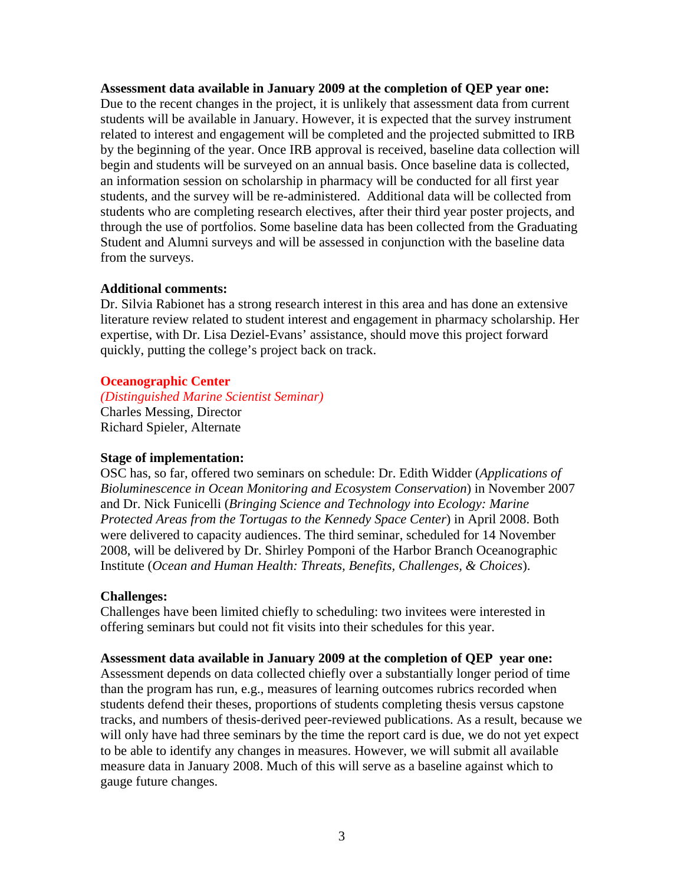**Assessment data available in January 2009 at the completion of QEP year one:**
Due to the recent changes in the project, it is unlikely that assessment data from current students will be available in January. However, it is expected that the survey instrument related to interest and engagement will be completed and the projected submitted to IRB by the beginning of the year. Once IRB approval is received, baseline data collection will begin and students will be surveyed on an annual basis. Once baseline data is collected, an information session on scholarship in pharmacy will be conducted for all first year students, and the survey will be re-administered. Additional data will be collected from students who are completing research electives, after their third year poster projects, and through the use of portfolios. Some baseline data has been collected from the Graduating Student and Alumni surveys and will be assessed in conjunction with the baseline data from the surveys.

**Additional comments:**
Dr. Silvia Rabionet has a strong research interest in this area and has done an extensive literature review related to student interest and engagement in pharmacy scholarship. Her expertise, with Dr. Lisa Deziel-Evans' assistance, should move this project forward quickly, putting the college's project back on track.

**Oceanographic Center**
*(Distinguished Marine Scientist Seminar)*
Charles Messing, Director
Richard Spieler, Alternate

**Stage of implementation:**
OSC has, so far, offered two seminars on schedule: Dr. Edith Widder (*Applications of Bioluminescence in Ocean Monitoring and Ecosystem Conservation*) in November 2007 and Dr. Nick Funicelli (*Bringing Science and Technology into Ecology: Marine Protected Areas from the Tortugas to the Kennedy Space Center*) in April 2008. Both were delivered to capacity audiences. The third seminar, scheduled for 14 November 2008, will be delivered by Dr. Shirley Pomponi of the Harbor Branch Oceanographic Institute (*Ocean and Human Health: Threats, Benefits, Challenges, & Choices*).

**Challenges:**
Challenges have been limited chiefly to scheduling: two invitees were interested in offering seminars but could not fit visits into their schedules for this year.

**Assessment data available in January 2009 at the completion of QEP year one:**
Assessment depends on data collected chiefly over a substantially longer period of time than the program has run, e.g., measures of learning outcomes rubrics recorded when students defend their theses, proportions of students completing thesis versus capstone tracks, and numbers of thesis-derived peer-reviewed publications. As a result, because we will only have had three seminars by the time the report card is due, we do not yet expect to be able to identify any changes in measures. However, we will submit all available measure data in January 2008. Much of this will serve as a baseline against which to gauge future changes.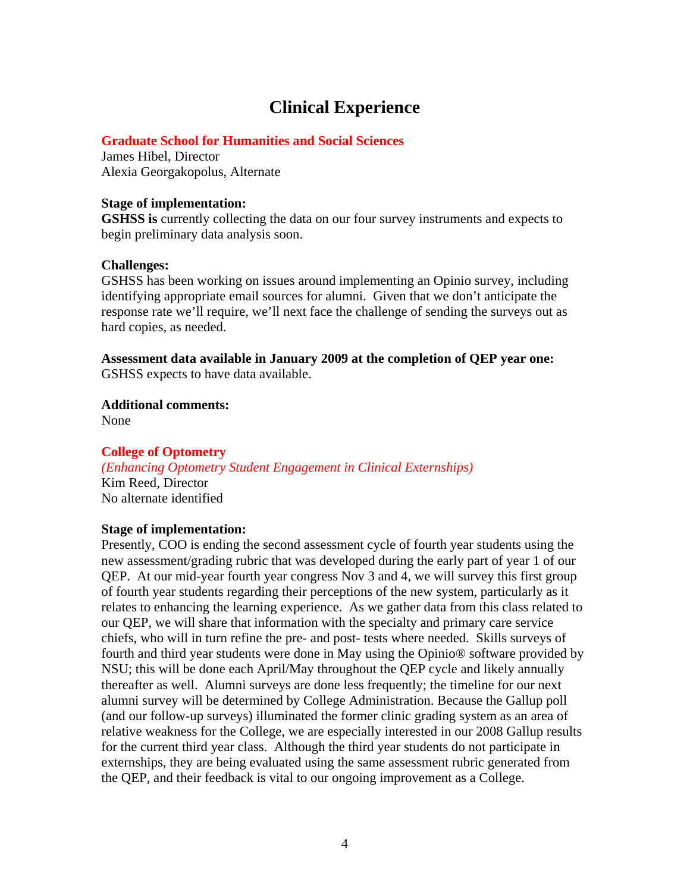# Clinical Experience

## Graduate School for Humanities and Social Sciences

James Hibel, Director
Alexia Georgakopolus, Alternate

**Stage of implementation:**
**GSHSS is** currently collecting the data on our four survey instruments and expects to begin preliminary data analysis soon.

**Challenges:**
GSHSS has been working on issues around implementing an Opinio survey, including identifying appropriate email sources for alumni. Given that we don't anticipate the response rate we'll require, we'll next face the challenge of sending the surveys out as hard copies, as needed.

**Assessment data available in January 2009 at the completion of QEP year one:**
GSHSS expects to have data available.

**Additional comments:**
None

## College of Optometry

*(Enhancing Optometry Student Engagement in Clinical Externships)*
Kim Reed, Director
No alternate identified

**Stage of implementation:**
Presently, COO is ending the second assessment cycle of fourth year students using the new assessment/grading rubric that was developed during the early part of year 1 of our QEP. At our mid-year fourth year congress Nov 3 and 4, we will survey this first group of fourth year students regarding their perceptions of the new system, particularly as it relates to enhancing the learning experience. As we gather data from this class related to our QEP, we will share that information with the specialty and primary care service chiefs, who will in turn refine the pre- and post- tests where needed. Skills surveys of fourth and third year students were done in May using the Opinio® software provided by NSU; this will be done each April/May throughout the QEP cycle and likely annually thereafter as well. Alumni surveys are done less frequently; the timeline for our next alumni survey will be determined by College Administration. Because the Gallup poll (and our follow-up surveys) illuminated the former clinic grading system as an area of relative weakness for the College, we are especially interested in our 2008 Gallup results for the current third year class. Although the third year students do not participate in externships, they are being evaluated using the same assessment rubric generated from the QEP, and their feedback is vital to our ongoing improvement as a College.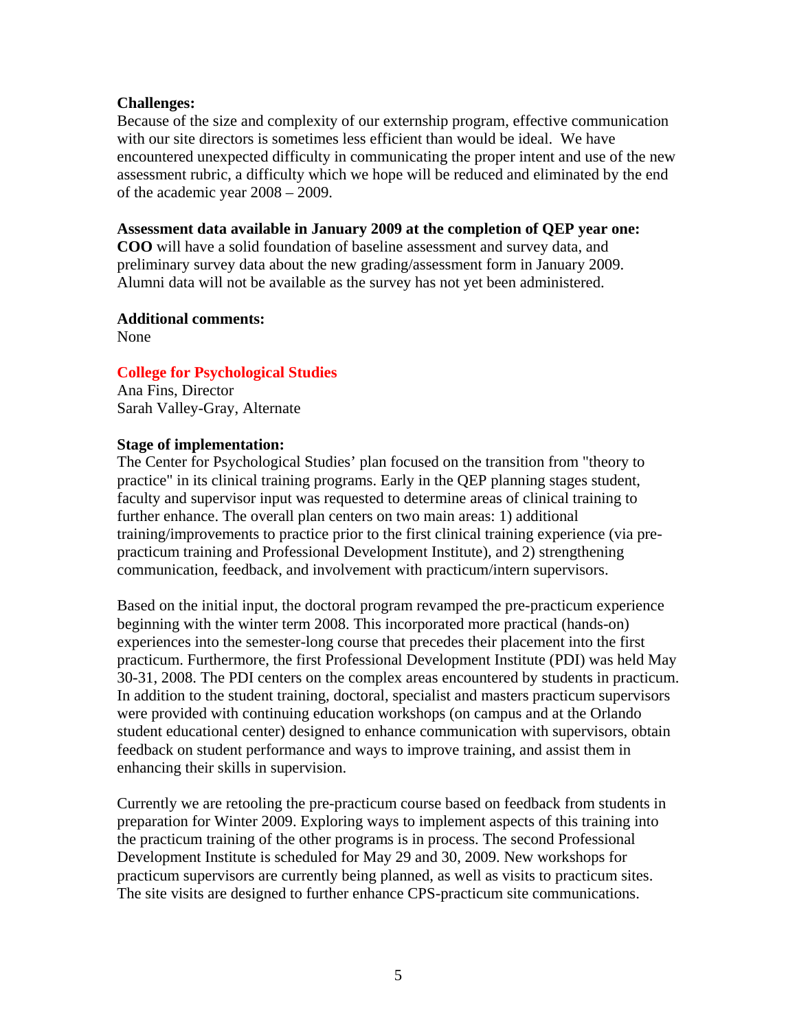**Challenges:**
Because of the size and complexity of our externship program, effective communication with our site directors is sometimes less efficient than would be ideal. We have encountered unexpected difficulty in communicating the proper intent and use of the new assessment rubric, a difficulty which we hope will be reduced and eliminated by the end of the academic year 2008 – 2009.

**Assessment data available in January 2009 at the completion of QEP year one:**
**COO** will have a solid foundation of baseline assessment and survey data, and preliminary survey data about the new grading/assessment form in January 2009. Alumni data will not be available as the survey has not yet been administered.

**Additional comments:**
None

## College for Psychological Studies

Ana Fins, Director
Sarah Valley-Gray, Alternate

**Stage of implementation:**
The Center for Psychological Studies' plan focused on the transition from "theory to practice" in its clinical training programs. Early in the QEP planning stages student, faculty and supervisor input was requested to determine areas of clinical training to further enhance. The overall plan centers on two main areas: 1) additional training/improvements to practice prior to the first clinical training experience (via pre-practicum training and Professional Development Institute), and 2) strengthening communication, feedback, and involvement with practicum/intern supervisors.

Based on the initial input, the doctoral program revamped the pre-practicum experience beginning with the winter term 2008. This incorporated more practical (hands-on) experiences into the semester-long course that precedes their placement into the first practicum. Furthermore, the first Professional Development Institute (PDI) was held May 30-31, 2008. The PDI centers on the complex areas encountered by students in practicum. In addition to the student training, doctoral, specialist and masters practicum supervisors were provided with continuing education workshops (on campus and at the Orlando student educational center) designed to enhance communication with supervisors, obtain feedback on student performance and ways to improve training, and assist them in enhancing their skills in supervision.

Currently we are retooling the pre-practicum course based on feedback from students in preparation for Winter 2009. Exploring ways to implement aspects of this training into the practicum training of the other programs is in process. The second Professional Development Institute is scheduled for May 29 and 30, 2009. New workshops for practicum supervisors are currently being planned, as well as visits to practicum sites. The site visits are designed to further enhance CPS-practicum site communications.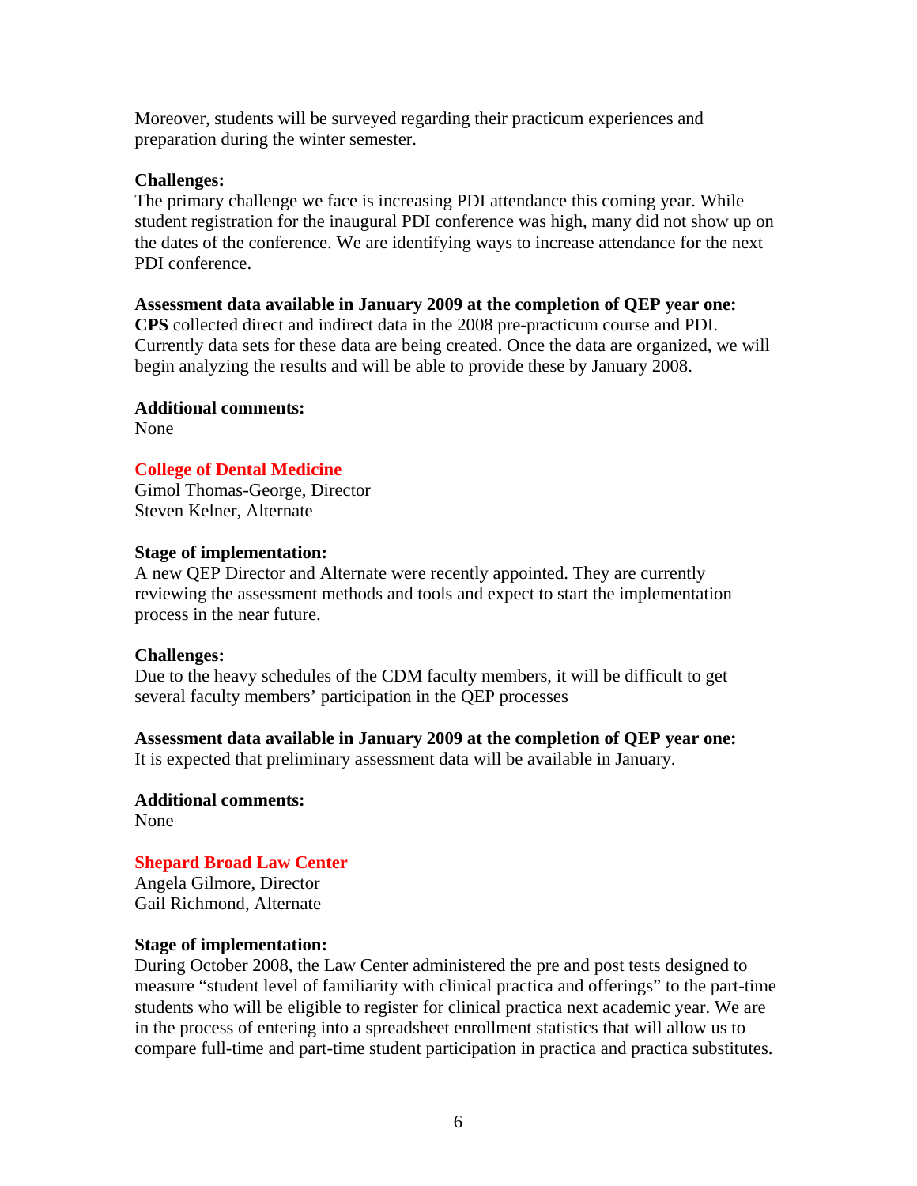Moreover, students will be surveyed regarding their practicum experiences and preparation during the winter semester.

**Challenges:**
The primary challenge we face is increasing PDI attendance this coming year. While student registration for the inaugural PDI conference was high, many did not show up on the dates of the conference. We are identifying ways to increase attendance for the next PDI conference.

**Assessment data available in January 2009 at the completion of QEP year one:**
**CPS** collected direct and indirect data in the 2008 pre-practicum course and PDI. Currently data sets for these data are being created. Once the data are organized, we will begin analyzing the results and will be able to provide these by January 2008.

**Additional comments:**
None

### College of Dental Medicine

Gimol Thomas-George, Director
Steven Kelner, Alternate

**Stage of implementation:**
A new QEP Director and Alternate were recently appointed. They are currently reviewing the assessment methods and tools and expect to start the implementation process in the near future.

**Challenges:**
Due to the heavy schedules of the CDM faculty members, it will be difficult to get several faculty members' participation in the QEP processes

**Assessment data available in January 2009 at the completion of QEP year one:**
It is expected that preliminary assessment data will be available in January.

**Additional comments:**
None

### Shepard Broad Law Center

Angela Gilmore, Director
Gail Richmond, Alternate

**Stage of implementation:**
During October 2008, the Law Center administered the pre and post tests designed to measure "student level of familiarity with clinical practica and offerings" to the part-time students who will be eligible to register for clinical practica next academic year. We are in the process of entering into a spreadsheet enrollment statistics that will allow us to compare full-time and part-time student participation in practica and practica substitutes.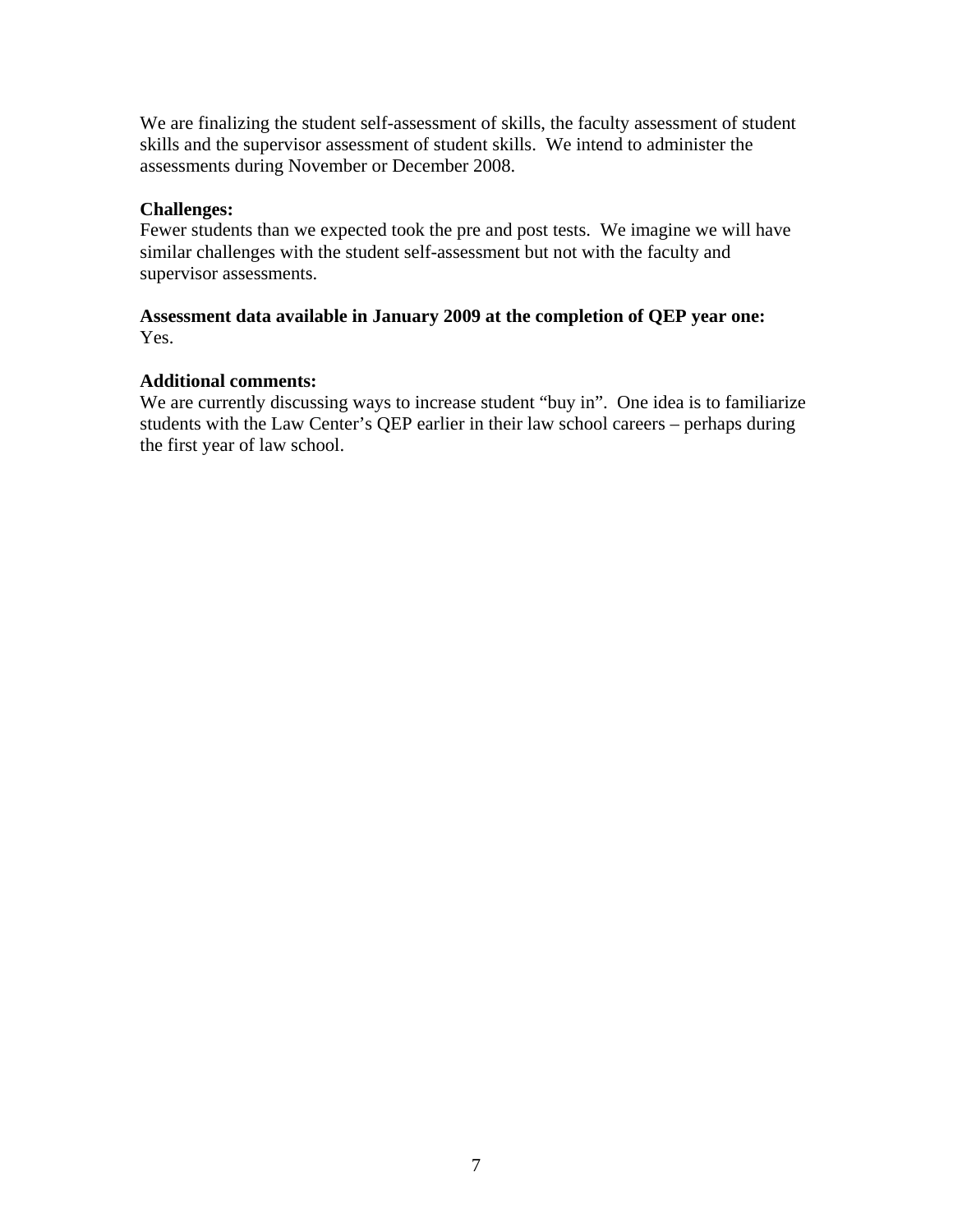We are finalizing the student self-assessment of skills, the faculty assessment of student skills and the supervisor assessment of student skills. We intend to administer the assessments during November or December 2008.

**Challenges:**
Fewer students than we expected took the pre and post tests. We imagine we will have similar challenges with the student self-assessment but not with the faculty and supervisor assessments.

**Assessment data available in January 2009 at the completion of QEP year one:**
Yes.

**Additional comments:**
We are currently discussing ways to increase student "buy in". One idea is to familiarize students with the Law Center's QEP earlier in their law school careers – perhaps during the first year of law school.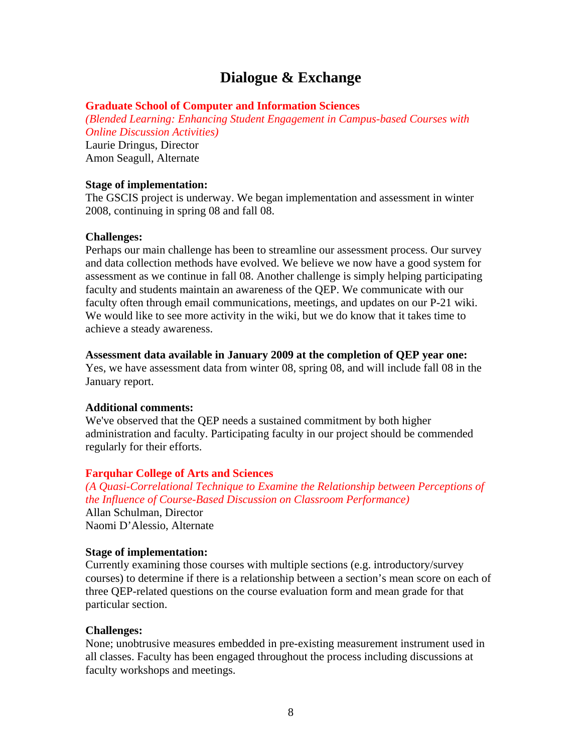# Dialogue & Exchange

## Graduate School of Computer and Information Sciences

*(Blended Learning: Enhancing Student Engagement in Campus-based Courses with Online Discussion Activities)*
Laurie Dringus, Director
Amon Seagull, Alternate

**Stage of implementation:**
The GSCIS project is underway. We began implementation and assessment in winter 2008, continuing in spring 08 and fall 08.

**Challenges:**
Perhaps our main challenge has been to streamline our assessment process. Our survey and data collection methods have evolved. We believe we now have a good system for assessment as we continue in fall 08. Another challenge is simply helping participating faculty and students maintain an awareness of the QEP. We communicate with our faculty often through email communications, meetings, and updates on our P-21 wiki. We would like to see more activity in the wiki, but we do know that it takes time to achieve a steady awareness.

**Assessment data available in January 2009 at the completion of QEP year one:**
Yes, we have assessment data from winter 08, spring 08, and will include fall 08 in the January report.

**Additional comments:**
We've observed that the QEP needs a sustained commitment by both higher administration and faculty. Participating faculty in our project should be commended regularly for their efforts.

## Farquhar College of Arts and Sciences

*(A Quasi-Correlational Technique to Examine the Relationship between Perceptions of the Influence of Course-Based Discussion on Classroom Performance)*
Allan Schulman, Director
Naomi D'Alessio, Alternate

**Stage of implementation:**
Currently examining those courses with multiple sections (e.g. introductory/survey courses) to determine if there is a relationship between a section's mean score on each of three QEP-related questions on the course evaluation form and mean grade for that particular section.

**Challenges:**
None; unobtrusive measures embedded in pre-existing measurement instrument used in all classes. Faculty has been engaged throughout the process including discussions at faculty workshops and meetings.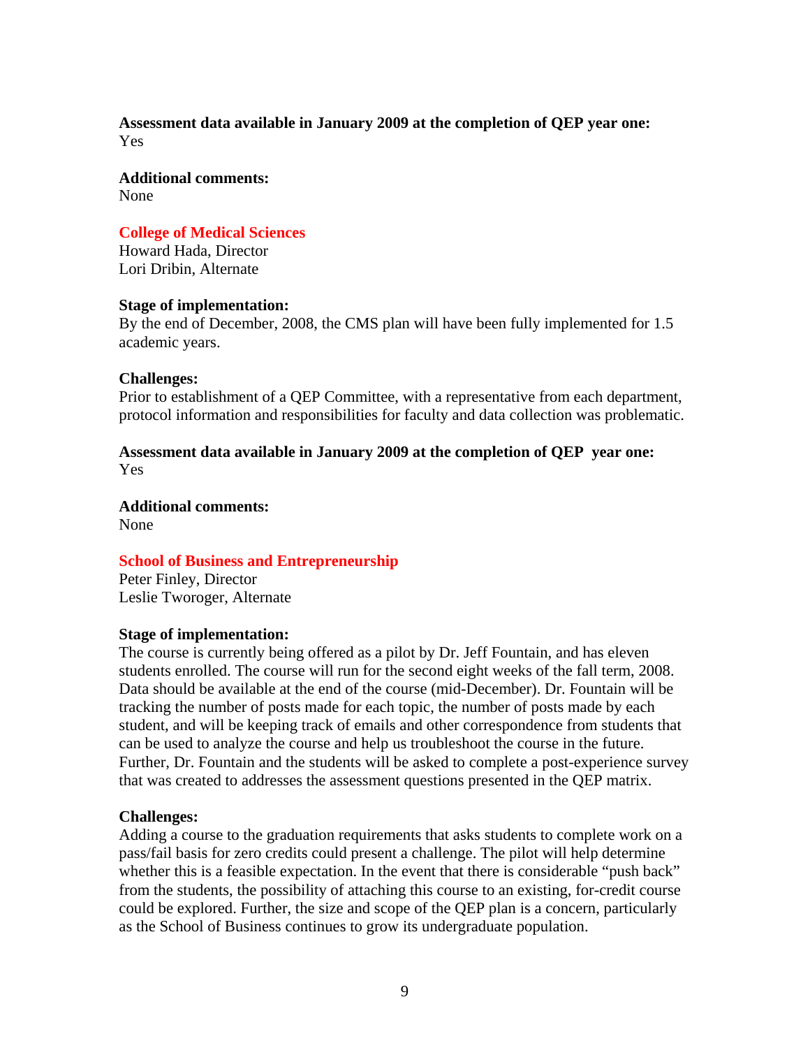**Assessment data available in January 2009 at the completion of QEP year one:**
Yes

**Additional comments:**
None

## College of Medical Sciences

Howard Hada, Director
Lori Dribin, Alternate

**Stage of implementation:**
By the end of December, 2008, the CMS plan will have been fully implemented for 1.5 academic years.

**Challenges:**
Prior to establishment of a QEP Committee, with a representative from each department, protocol information and responsibilities for faculty and data collection was problematic.

**Assessment data available in January 2009 at the completion of QEP year one:**
Yes

**Additional comments:**
None

## School of Business and Entrepreneurship

Peter Finley, Director
Leslie Tworoger, Alternate

**Stage of implementation:**
The course is currently being offered as a pilot by Dr. Jeff Fountain, and has eleven students enrolled. The course will run for the second eight weeks of the fall term, 2008. Data should be available at the end of the course (mid-December). Dr. Fountain will be tracking the number of posts made for each topic, the number of posts made by each student, and will be keeping track of emails and other correspondence from students that can be used to analyze the course and help us troubleshoot the course in the future. Further, Dr. Fountain and the students will be asked to complete a post-experience survey that was created to addresses the assessment questions presented in the QEP matrix.

**Challenges:**
Adding a course to the graduation requirements that asks students to complete work on a pass/fail basis for zero credits could present a challenge. The pilot will help determine whether this is a feasible expectation. In the event that there is considerable "push back" from the students, the possibility of attaching this course to an existing, for-credit course could be explored. Further, the size and scope of the QEP plan is a concern, particularly as the School of Business continues to grow its undergraduate population.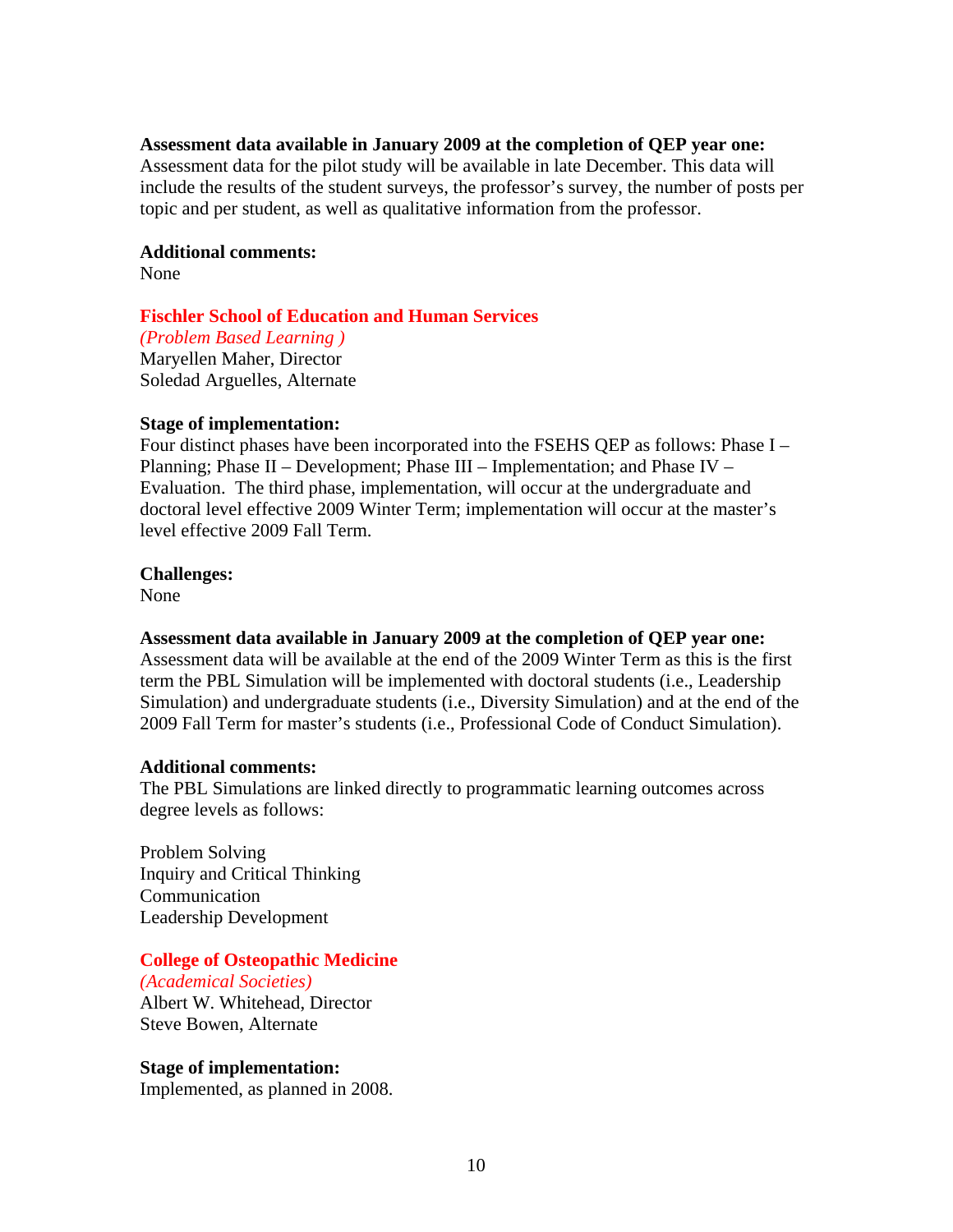**Assessment data available in January 2009 at the completion of QEP year one:**
Assessment data for the pilot study will be available in late December. This data will include the results of the student surveys, the professor's survey, the number of posts per topic and per student, as well as qualitative information from the professor.

**Additional comments:**
None

## Fischler School of Education and Human Services

*(Problem Based Learning )*
Maryellen Maher, Director
Soledad Arguelles, Alternate

**Stage of implementation:**
Four distinct phases have been incorporated into the FSEHS QEP as follows: Phase I – Planning; Phase II – Development; Phase III – Implementation; and Phase IV – Evaluation. The third phase, implementation, will occur at the undergraduate and doctoral level effective 2009 Winter Term; implementation will occur at the master's level effective 2009 Fall Term.

**Challenges:**
None

**Assessment data available in January 2009 at the completion of QEP year one:**
Assessment data will be available at the end of the 2009 Winter Term as this is the first term the PBL Simulation will be implemented with doctoral students (i.e., Leadership Simulation) and undergraduate students (i.e., Diversity Simulation) and at the end of the 2009 Fall Term for master's students (i.e., Professional Code of Conduct Simulation).

**Additional comments:**
The PBL Simulations are linked directly to programmatic learning outcomes across degree levels as follows:

Problem Solving
Inquiry and Critical Thinking
Communication
Leadership Development

## College of Osteopathic Medicine

*(Academical Societies)*
Albert W. Whitehead, Director
Steve Bowen, Alternate

**Stage of implementation:**
Implemented, as planned in 2008.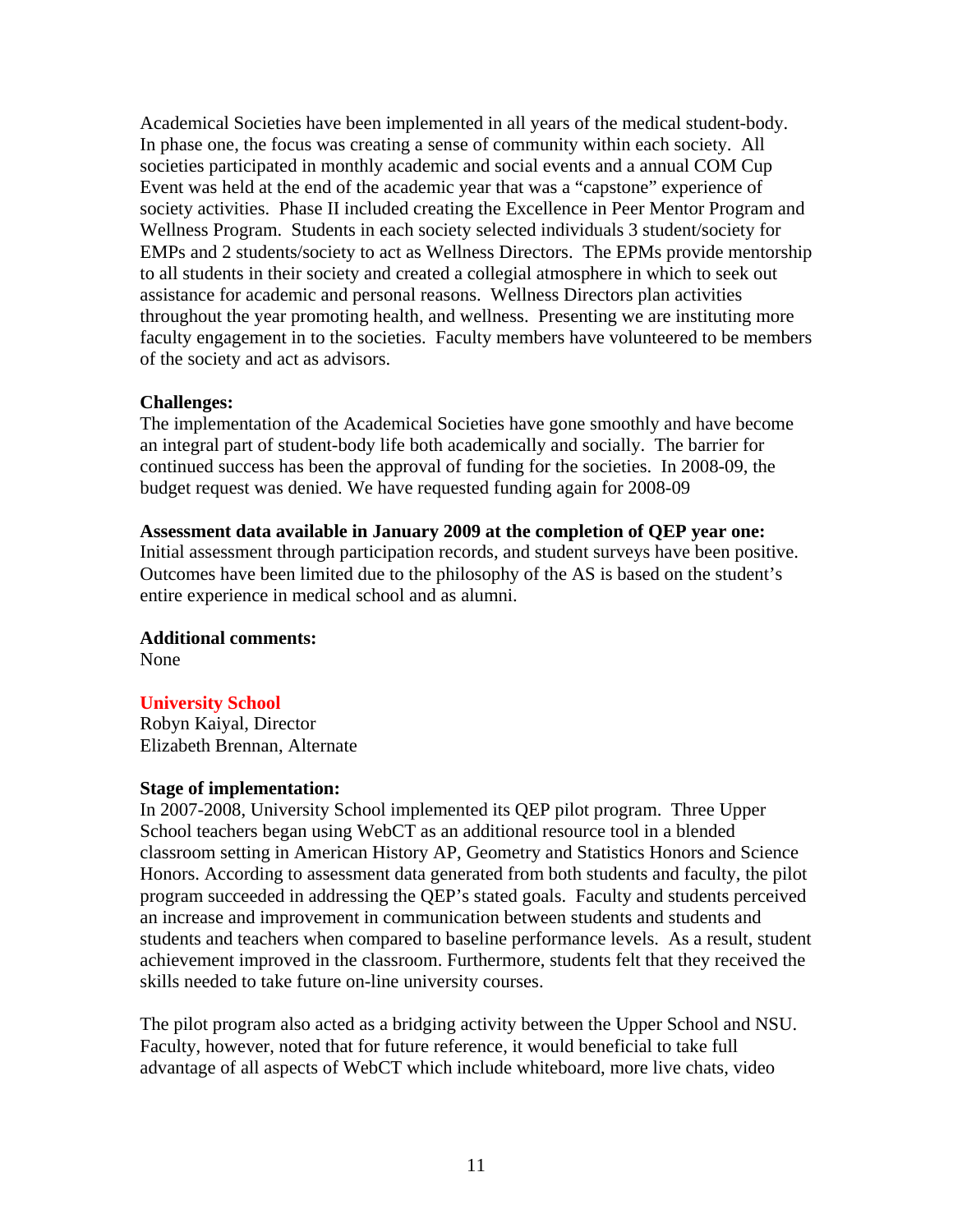Academical Societies have been implemented in all years of the medical student-body. In phase one, the focus was creating a sense of community within each society. All societies participated in monthly academic and social events and a annual COM Cup Event was held at the end of the academic year that was a "capstone" experience of society activities. Phase II included creating the Excellence in Peer Mentor Program and Wellness Program. Students in each society selected individuals 3 student/society for EMPs and 2 students/society to act as Wellness Directors. The EPMs provide mentorship to all students in their society and created a collegial atmosphere in which to seek out assistance for academic and personal reasons. Wellness Directors plan activities throughout the year promoting health, and wellness. Presenting we are instituting more faculty engagement in to the societies. Faculty members have volunteered to be members of the society and act as advisors.

**Challenges:**
The implementation of the Academical Societies have gone smoothly and have become an integral part of student-body life both academically and socially. The barrier for continued success has been the approval of funding for the societies. In 2008-09, the budget request was denied. We have requested funding again for 2008-09

**Assessment data available in January 2009 at the completion of QEP year one:**
Initial assessment through participation records, and student surveys have been positive. Outcomes have been limited due to the philosophy of the AS is based on the student's entire experience in medical school and as alumni.

**Additional comments:**
None

**University School**
Robyn Kaiyal, Director
Elizabeth Brennan, Alternate

**Stage of implementation:**
In 2007-2008, University School implemented its QEP pilot program. Three Upper School teachers began using WebCT as an additional resource tool in a blended classroom setting in American History AP, Geometry and Statistics Honors and Science Honors. According to assessment data generated from both students and faculty, the pilot program succeeded in addressing the QEP's stated goals. Faculty and students perceived an increase and improvement in communication between students and students and students and teachers when compared to baseline performance levels. As a result, student achievement improved in the classroom. Furthermore, students felt that they received the skills needed to take future on-line university courses.

The pilot program also acted as a bridging activity between the Upper School and NSU. Faculty, however, noted that for future reference, it would beneficial to take full advantage of all aspects of WebCT which include whiteboard, more live chats, video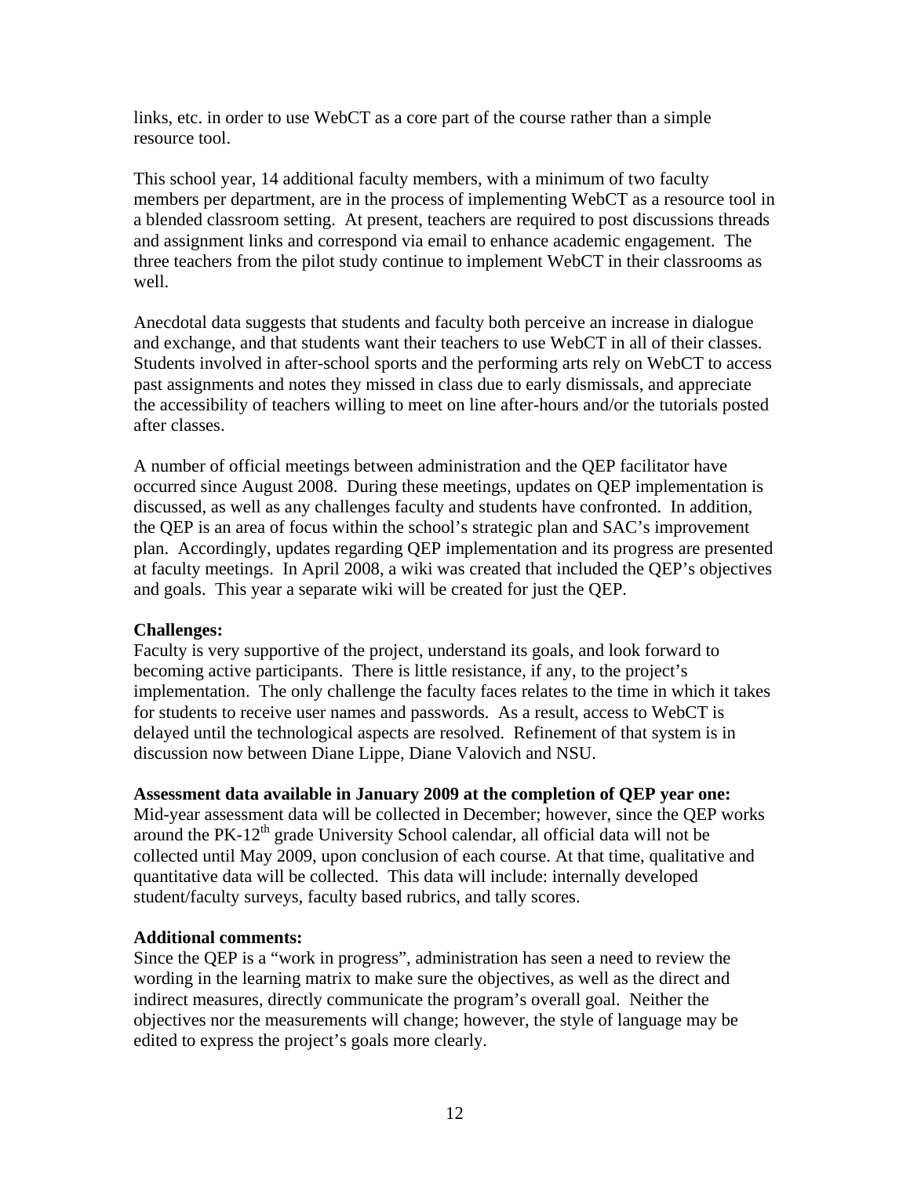links, etc. in order to use WebCT as a core part of the course rather than a simple resource tool.

This school year, 14 additional faculty members, with a minimum of two faculty members per department, are in the process of implementing WebCT as a resource tool in a blended classroom setting. At present, teachers are required to post discussions threads and assignment links and correspond via email to enhance academic engagement. The three teachers from the pilot study continue to implement WebCT in their classrooms as well.

Anecdotal data suggests that students and faculty both perceive an increase in dialogue and exchange, and that students want their teachers to use WebCT in all of their classes. Students involved in after-school sports and the performing arts rely on WebCT to access past assignments and notes they missed in class due to early dismissals, and appreciate the accessibility of teachers willing to meet on line after-hours and/or the tutorials posted after classes.

A number of official meetings between administration and the QEP facilitator have occurred since August 2008. During these meetings, updates on QEP implementation is discussed, as well as any challenges faculty and students have confronted. In addition, the QEP is an area of focus within the school's strategic plan and SAC's improvement plan. Accordingly, updates regarding QEP implementation and its progress are presented at faculty meetings. In April 2008, a wiki was created that included the QEP's objectives and goals. This year a separate wiki will be created for just the QEP.

**Challenges:**
Faculty is very supportive of the project, understand its goals, and look forward to becoming active participants. There is little resistance, if any, to the project's implementation. The only challenge the faculty faces relates to the time in which it takes for students to receive user names and passwords. As a result, access to WebCT is delayed until the technological aspects are resolved. Refinement of that system is in discussion now between Diane Lippe, Diane Valovich and NSU.

**Assessment data available in January 2009 at the completion of QEP year one:**
Mid-year assessment data will be collected in December; however, since the QEP works around the PK-12th grade University School calendar, all official data will not be collected until May 2009, upon conclusion of each course. At that time, qualitative and quantitative data will be collected. This data will include: internally developed student/faculty surveys, faculty based rubrics, and tally scores.

**Additional comments:**
Since the QEP is a "work in progress", administration has seen a need to review the wording in the learning matrix to make sure the objectives, as well as the direct and indirect measures, directly communicate the program's overall goal. Neither the objectives nor the measurements will change; however, the style of language may be edited to express the project's goals more clearly.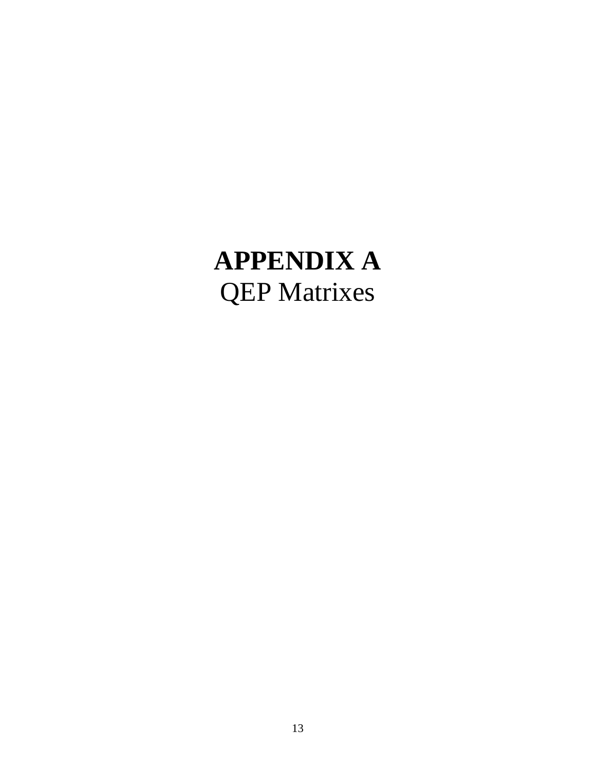# APPENDIX A

QEP Matrixes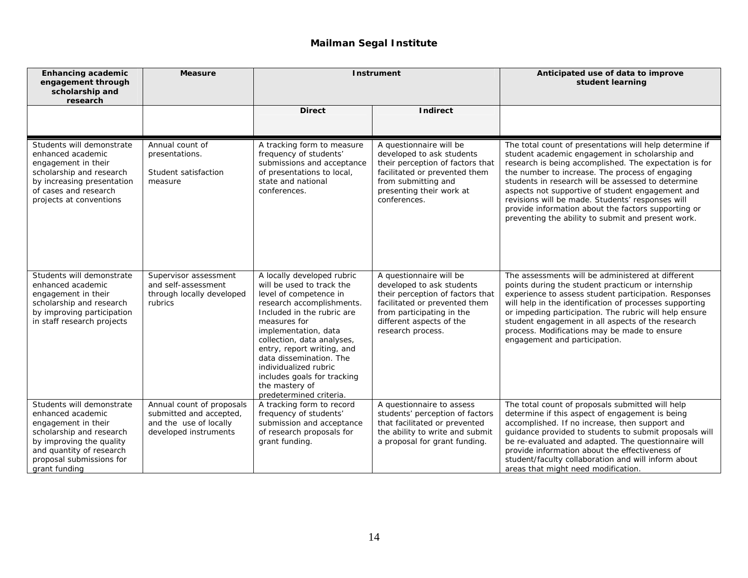**Mailman Segal Institute**

| Enhancing academic engagement through scholarship and research | Measure | Instrument | | Anticipated use of data to improve student learning |
|---|---|---|---|---|
| | | Direct | Indirect | |
| Students will demonstrate enhanced academic engagement in their scholarship and research by increasing presentation of cases and research projects at conventions | Annual count of presentations.<br><br>Student satisfaction measure | A tracking form to measure frequency of students' submissions and acceptance of presentations to local, state and national conferences. | A questionnaire will be developed to ask students their perception of factors that facilitated or prevented them from submitting and presenting their work at conferences. | The total count of presentations will help determine if student academic engagement in scholarship and research is being accomplished. The expectation is for the number to increase. The process of engaging students in research will be assessed to determine aspects not supportive of student engagement and revisions will be made. Students' responses will provide information about the factors supporting or preventing the ability to submit and present work. |
| Students will demonstrate enhanced academic engagement in their scholarship and research by improving participation in staff research projects | Supervisor assessment and self-assessment through locally developed rubrics | A locally developed rubric will be used to track the level of competence in research accomplishments. Included in the rubric are measures for implementation, data collection, data analyses, entry, report writing, and data dissemination. The individualized rubric includes goals for tracking the mastery of predetermined criteria. | A questionnaire will be developed to ask students their perception of factors that facilitated or prevented them from participating in the different aspects of the research process. | The assessments will be administered at different points during the student practicum or internship experience to assess student participation. Responses will help in the identification of processes supporting or impeding participation. The rubric will help ensure student engagement in all aspects of the research process. Modifications may be made to ensure engagement and participation. |
| Students will demonstrate enhanced academic engagement in their scholarship and research by improving the quality and quantity of research proposal submissions for grant funding | Annual count of proposals submitted and accepted, and the use of locally developed instruments | A tracking form to record frequency of students' submission and acceptance of research proposals for grant funding. | A questionnaire to assess students' perception of factors that facilitated or prevented the ability to write and submit a proposal for grant funding. | The total count of proposals submitted will help determine if this aspect of engagement is being accomplished. If no increase, then support and guidance provided to students to submit proposals will be re-evaluated and adapted. The questionnaire will provide information about the effectiveness of student/faculty collaboration and will inform about areas that might need modification. |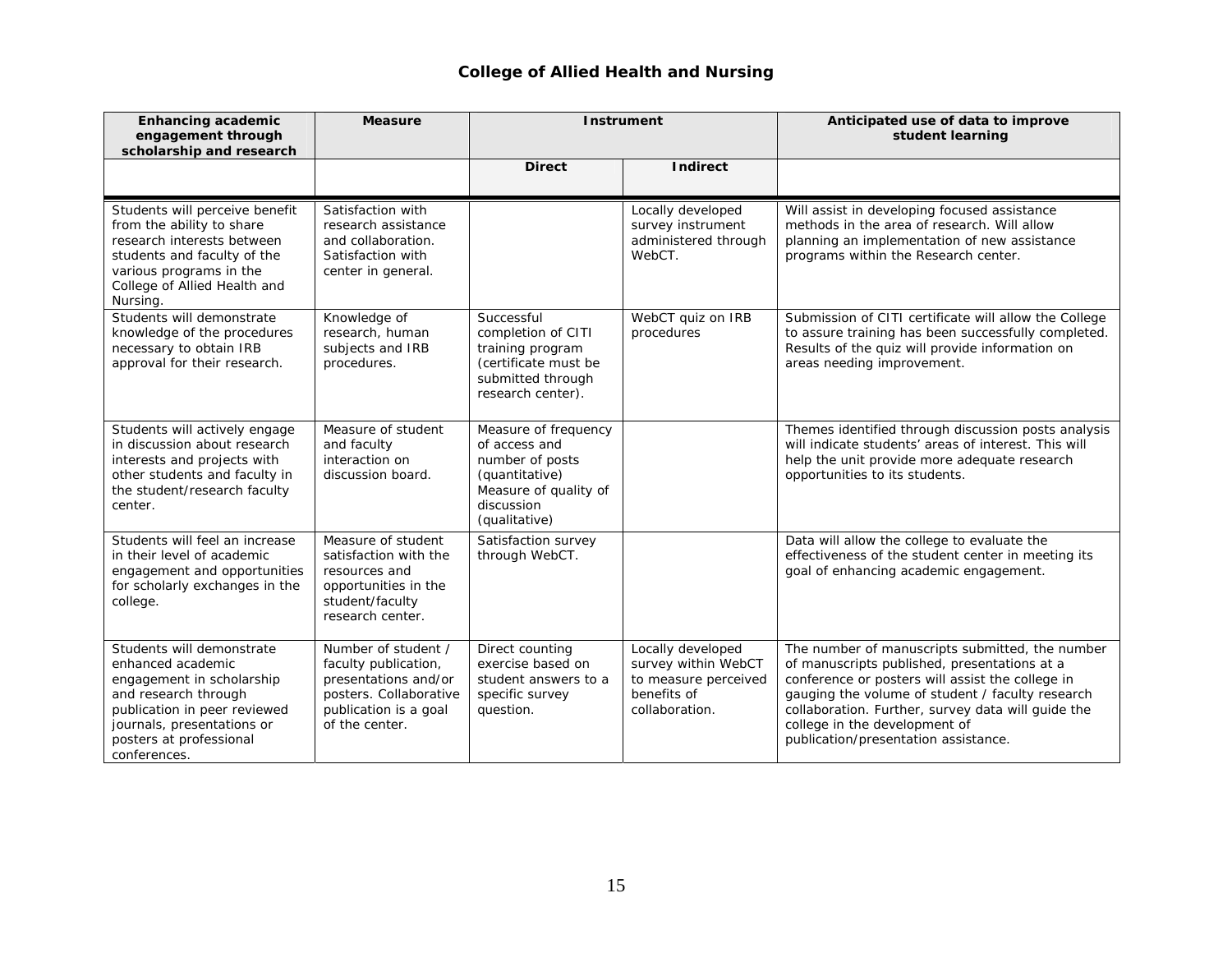## College of Allied Health and Nursing

| Enhancing academic engagement through scholarship and research | Measure | Instrument | | Anticipated use of data to improve student learning |
|---|---|---|---|---|
| | | Direct | Indirect | |
| Students will perceive benefit from the ability to share research interests between students and faculty of the various programs in the College of Allied Health and Nursing. | Satisfaction with research assistance and collaboration. Satisfaction with center in general. | | Locally developed survey instrument administered through WebCT. | Will assist in developing focused assistance methods in the area of research. Will allow planning an implementation of new assistance programs within the Research center. |
| Students will demonstrate knowledge of the procedures necessary to obtain IRB approval for their research. | Knowledge of research, human subjects and IRB procedures. | Successful completion of CITI training program (certificate must be submitted through research center). | WebCT quiz on IRB procedures | Submission of CITI certificate will allow the College to assure training has been successfully completed. Results of the quiz will provide information on areas needing improvement. |
| Students will actively engage in discussion about research interests and projects with other students and faculty in the student/research faculty center. | Measure of student and faculty interaction on discussion board. | Measure of frequency of access and number of posts (quantitative) Measure of quality of discussion (qualitative) | | Themes identified through discussion posts analysis will indicate students' areas of interest. This will help the unit provide more adequate research opportunities to its students. |
| Students will feel an increase in their level of academic engagement and opportunities for scholarly exchanges in the college. | Measure of student satisfaction with the resources and opportunities in the student/faculty research center. | Satisfaction survey through WebCT. | | Data will allow the college to evaluate the effectiveness of the student center in meeting its goal of enhancing academic engagement. |
| Students will demonstrate enhanced academic engagement in scholarship and research through publication in peer reviewed journals, presentations or posters at professional conferences. | Number of student / faculty publication, presentations and/or posters. Collaborative publication is a goal of the center. | Direct counting exercise based on student answers to a specific survey question. | Locally developed survey within WebCT to measure perceived benefits of collaboration. | The number of manuscripts submitted, the number of manuscripts published, presentations at a conference or posters will assist the college in gauging the volume of student / faculty research collaboration. Further, survey data will guide the college in the development of publication/presentation assistance. |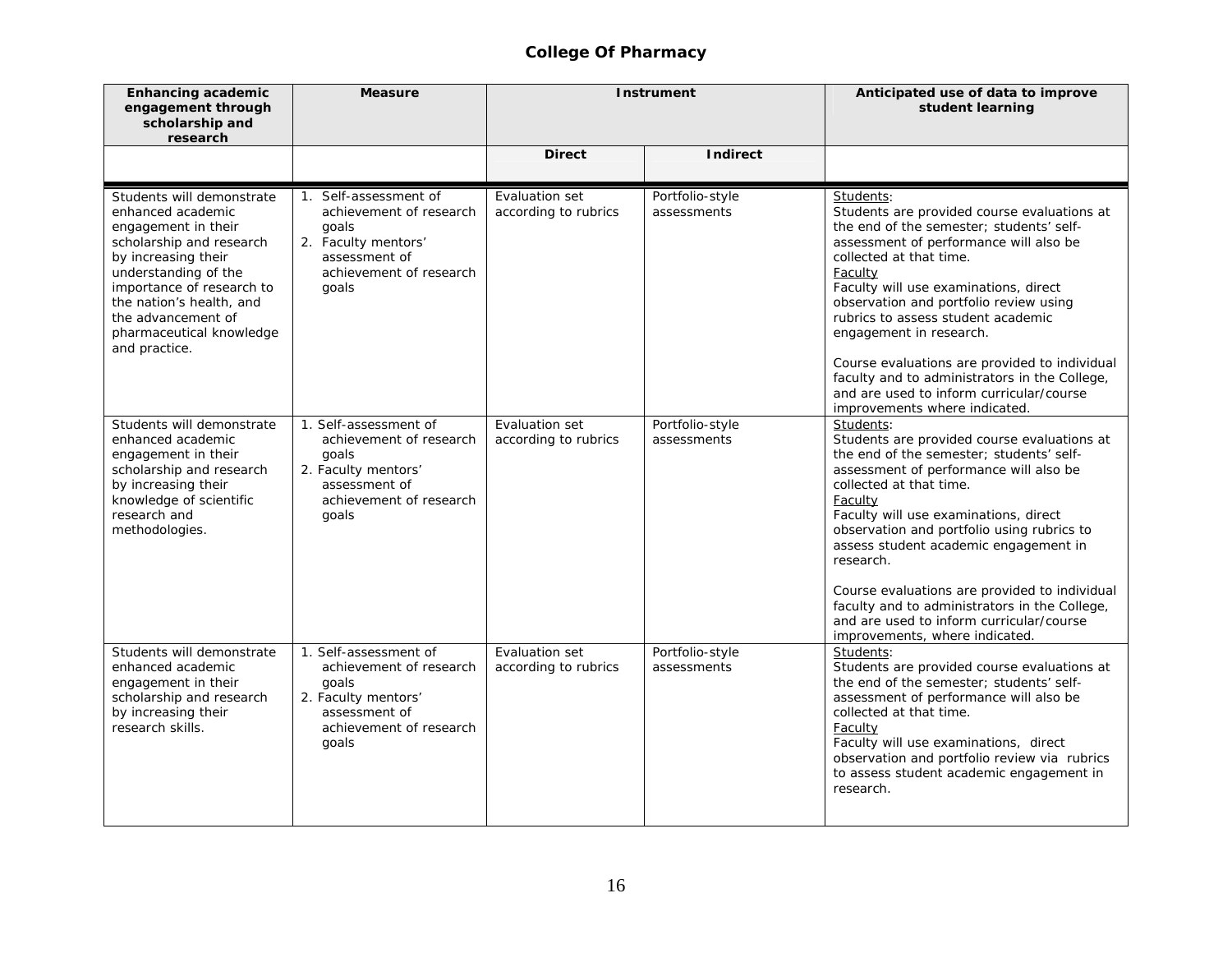## College Of Pharmacy

| Enhancing academic engagement through scholarship and research | Measure | Instrument | | Anticipated use of data to improve student learning |
|---|---|---|---|---|
| | | Direct | Indirect | |
| Students will demonstrate enhanced academic engagement in their scholarship and research by increasing their understanding of the importance of research to the nation's health, and the advancement of pharmaceutical knowledge and practice. | 1. Self-assessment of achievement of research goals<br>2. Faculty mentors' assessment of achievement of research goals | Evaluation set according to rubrics | Portfolio-style assessments | Students:<br>Students are provided course evaluations at the end of the semester; students' self-assessment of performance will also be collected at that time.<br>Faculty<br>Faculty will use examinations, direct observation and portfolio review using rubrics to assess student academic engagement in research.<br><br>Course evaluations are provided to individual faculty and to administrators in the College, and are used to inform curricular/course improvements where indicated. |
| Students will demonstrate enhanced academic engagement in their scholarship and research by increasing their knowledge of scientific research and methodologies. | 1. Self-assessment of achievement of research goals<br>2. Faculty mentors' assessment of achievement of research goals | Evaluation set according to rubrics | Portfolio-style assessments | Students:<br>Students are provided course evaluations at the end of the semester; students' self-assessment of performance will also be collected at that time.<br>Faculty<br>Faculty will use examinations, direct observation and portfolio using rubrics to assess student academic engagement in research.<br><br>Course evaluations are provided to individual faculty and to administrators in the College, and are used to inform curricular/course improvements, where indicated. |
| Students will demonstrate enhanced academic engagement in their scholarship and research by increasing their research skills. | 1. Self-assessment of achievement of research goals<br>2. Faculty mentors' assessment of achievement of research goals | Evaluation set according to rubrics | Portfolio-style assessments | Students:<br>Students are provided course evaluations at the end of the semester; students' self-assessment of performance will also be collected at that time.<br>Faculty<br>Faculty will use examinations, direct observation and portfolio review via rubrics to assess student academic engagement in research. |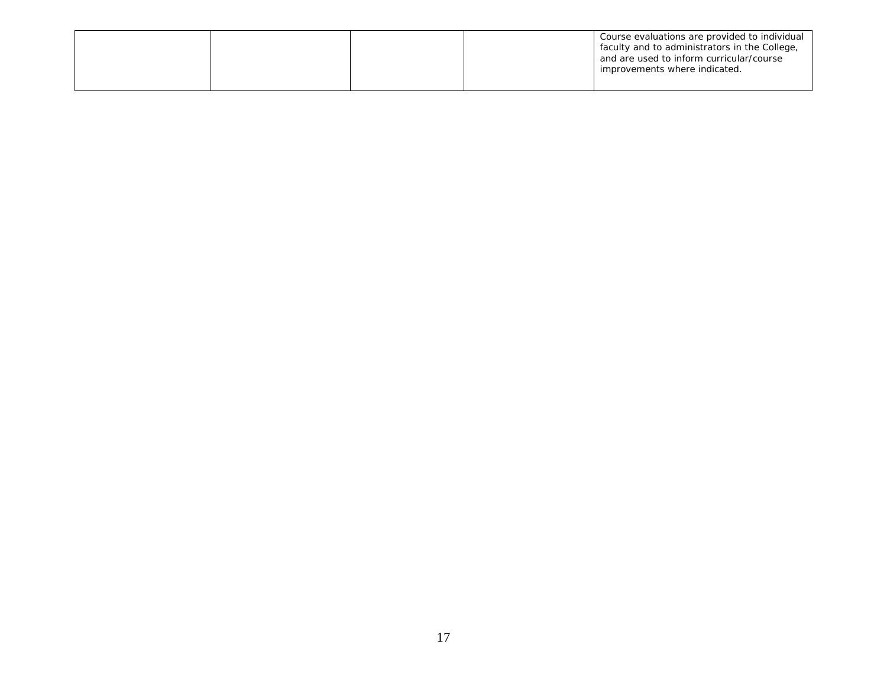| | | | | |
|---|---|---|---|---|
| | | | | Course evaluations are provided to individual faculty and to administrators in the College, and are used to inform curricular/course improvements where indicated. |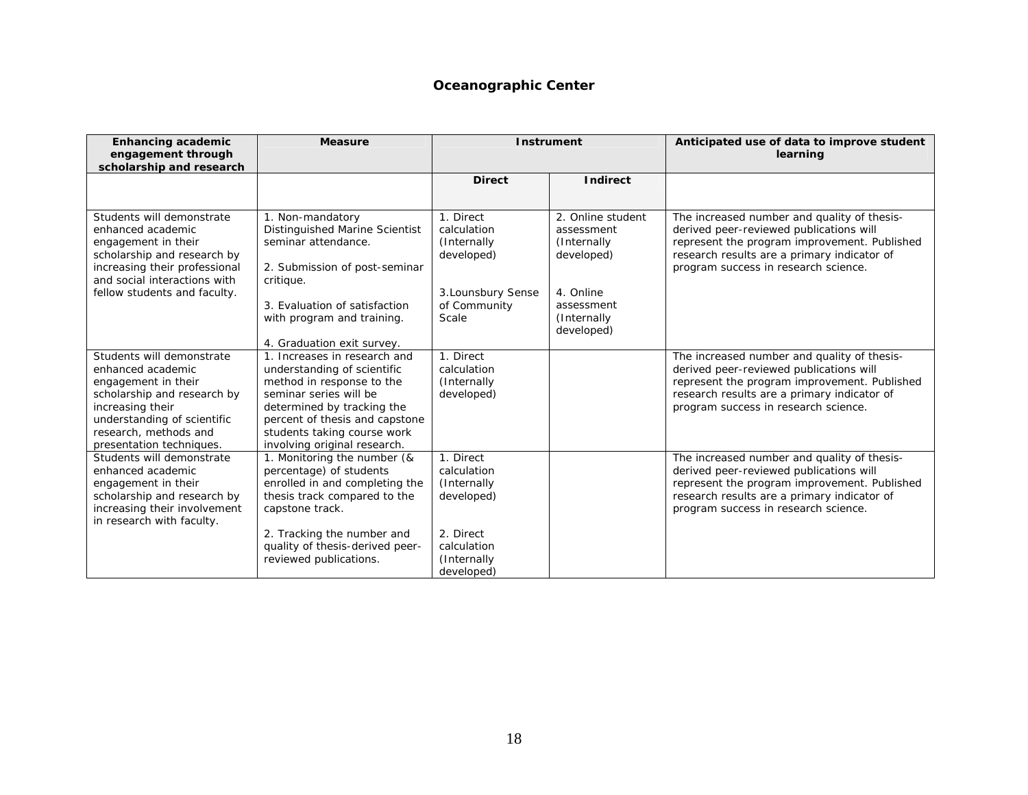## Oceanographic Center

| Enhancing academic engagement through scholarship and research | Measure | Instrument | | Anticipated use of data to improve student learning |
|---|---|---|---|---|
| | | Direct | Indirect | |
| Students will demonstrate enhanced academic engagement in their scholarship and research by increasing their professional and social interactions with fellow students and faculty. | 1. Non-mandatory Distinguished Marine Scientist seminar attendance.<br><br>2. Submission of post-seminar critique.<br><br>3. Evaluation of satisfaction with program and training.<br><br>4. Graduation exit survey. | 1. Direct calculation (Internally developed)<br><br>3.Lounsbury Sense of Community Scale | 2. Online student assessment (Internally developed)<br><br>4. Online assessment (Internally developed) | The increased number and quality of thesis-derived peer-reviewed publications will represent the program improvement. Published research results are a primary indicator of program success in research science. |
| Students will demonstrate enhanced academic engagement in their scholarship and research by increasing their understanding of scientific research, methods and presentation techniques. | 1. Increases in research and understanding of scientific method in response to the seminar series will be determined by tracking the percent of thesis and capstone students taking course work involving original research. | 1. Direct calculation (Internally developed) | | The increased number and quality of thesis-derived peer-reviewed publications will represent the program improvement. Published research results are a primary indicator of program success in research science. |
| Students will demonstrate enhanced academic engagement in their scholarship and research by increasing their involvement in research with faculty. | 1. Monitoring the number (& percentage) of students enrolled in and completing the thesis track compared to the capstone track.<br><br>2. Tracking the number and quality of thesis-derived peer-reviewed publications. | 1. Direct calculation (Internally developed)<br><br>2. Direct calculation (Internally developed) | | The increased number and quality of thesis-derived peer-reviewed publications will represent the program improvement. Published research results are a primary indicator of program success in research science. |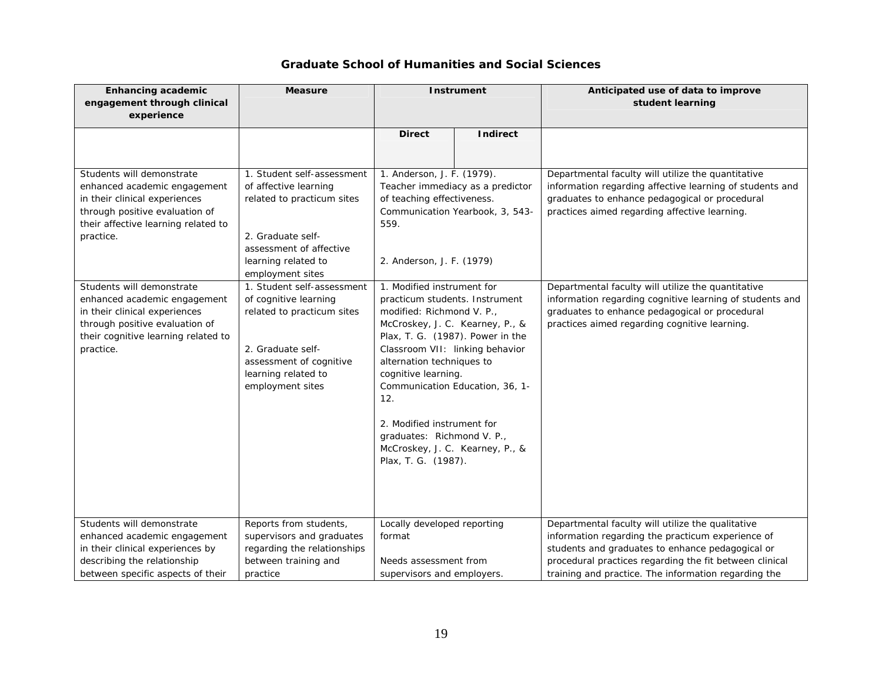## Graduate School of Humanities and Social Sciences

| Enhancing academic engagement through clinical experience | Measure | Instrument | | Anticipated use of data to improve student learning |
|---|---|---|---|---|
| | | Direct | Indirect | |
| Students will demonstrate enhanced academic engagement in their clinical experiences through positive evaluation of their affective learning related to practice. | 1. Student self-assessment of affective learning related to practicum sites<br><br>2. Graduate self-assessment of affective learning related to employment sites | 1. Anderson, J. F. (1979). Teacher immediacy as a predictor of teaching effectiveness. Communication Yearbook, 3, 543-559.<br><br>2. Anderson, J. F. (1979) | | Departmental faculty will utilize the quantitative information regarding affective learning of students and graduates to enhance pedagogical or procedural practices aimed regarding affective learning. |
| Students will demonstrate enhanced academic engagement in their clinical experiences through positive evaluation of their cognitive learning related to practice. | 1. Student self-assessment of cognitive learning related to practicum sites<br><br>2. Graduate self-assessment of cognitive learning related to employment sites | 1. Modified instrument for practicum students. Instrument modified: Richmond V. P., McCroskey, J. C. Kearney, P., & Plax, T. G. (1987). Power in the Classroom VII: linking behavior alternation techniques to cognitive learning. Communication Education, 36, 1-12.<br><br>2. Modified instrument for graduates: Richmond V. P., McCroskey, J. C. Kearney, P., & Plax, T. G. (1987). | | Departmental faculty will utilize the quantitative information regarding cognitive learning of students and graduates to enhance pedagogical or procedural practices aimed regarding cognitive learning. |
| Students will demonstrate enhanced academic engagement in their clinical experiences by describing the relationship between specific aspects of their | Reports from students, supervisors and graduates regarding the relationships between training and practice | Locally developed reporting format<br><br>Needs assessment from supervisors and employers. | | Departmental faculty will utilize the qualitative information regarding the practicum experience of students and graduates to enhance pedagogical or procedural practices regarding the fit between clinical training and practice. The information regarding the |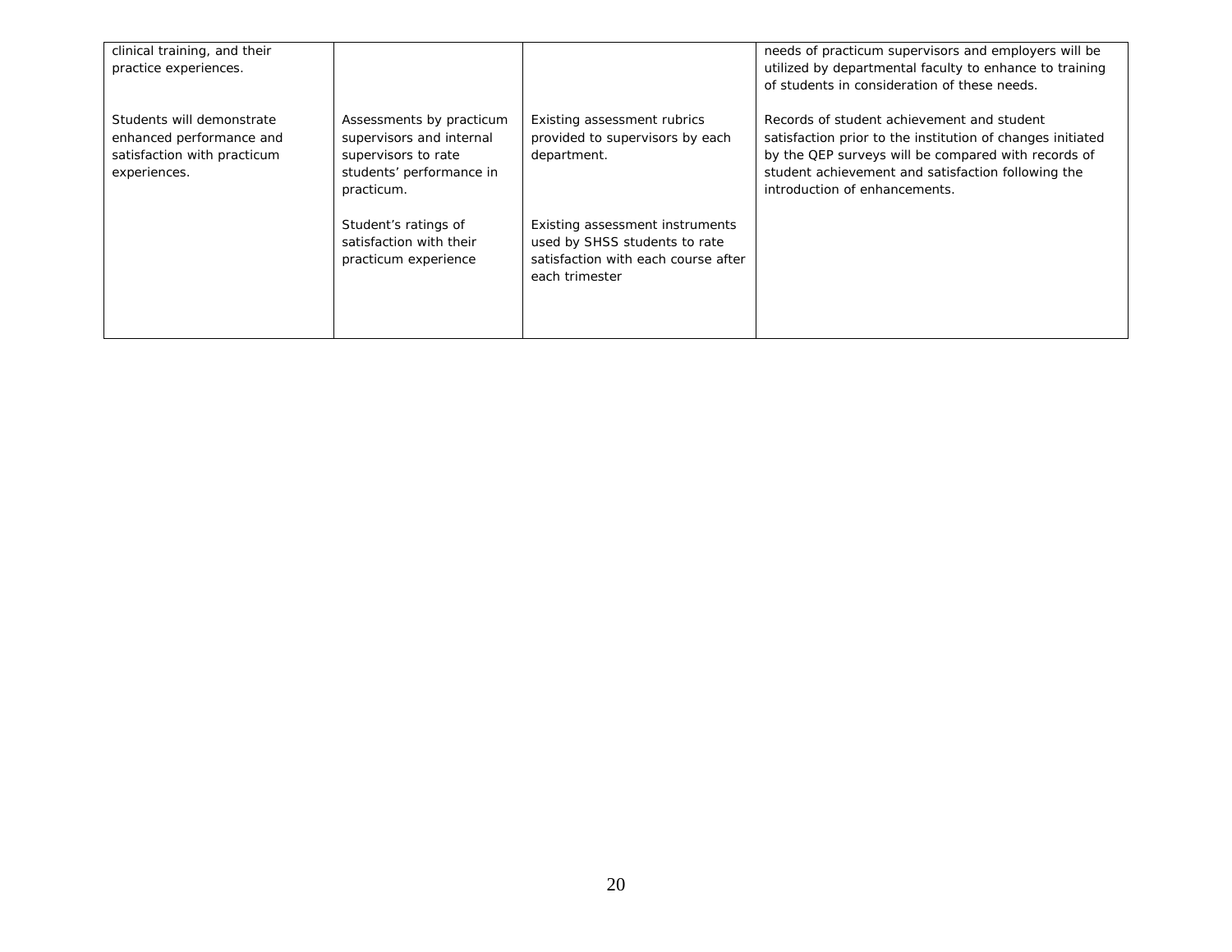| | | | |
|---|---|---|---|
| clinical training, and their practice experiences. | | | needs of practicum supervisors and employers will be utilized by departmental faculty to enhance to training of students in consideration of these needs. |
| Students will demonstrate enhanced performance and satisfaction with practicum experiences. | Assessments by practicum supervisors and internal supervisors to rate students' performance in practicum.<br><br>Student's ratings of satisfaction with their practicum experience | Existing assessment rubrics provided to supervisors by each department.<br><br>Existing assessment instruments used by SHSS students to rate satisfaction with each course after each trimester | Records of student achievement and student satisfaction prior to the institution of changes initiated by the QEP surveys will be compared with records of student achievement and satisfaction following the introduction of enhancements. |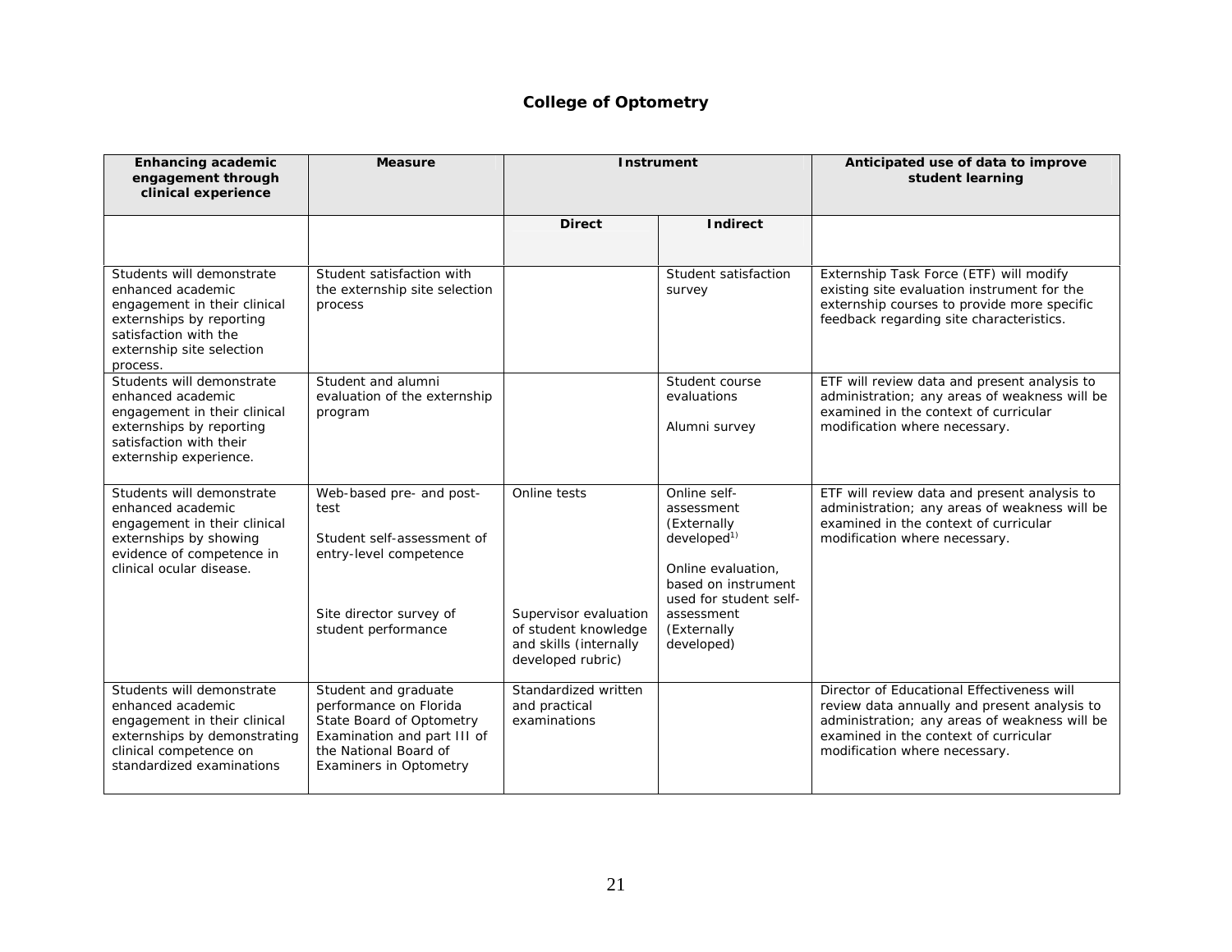## College of Optometry

| Enhancing academic engagement through clinical experience | Measure | Instrument | | Anticipated use of data to improve student learning |
|---|---|---|---|---|
| | | Direct | Indirect | |
| Students will demonstrate enhanced academic engagement in their clinical externships by reporting satisfaction with the externship site selection process. | Student satisfaction with the externship site selection process | | Student satisfaction survey | Externship Task Force (ETF) will modify existing site evaluation instrument for the externship courses to provide more specific feedback regarding site characteristics. |
| Students will demonstrate enhanced academic engagement in their clinical externships by reporting satisfaction with their externship experience. | Student and alumni evaluation of the externship program | | Student course evaluations<br><br>Alumni survey | ETF will review data and present analysis to administration; any areas of weakness will be examined in the context of curricular modification where necessary. |
| Students will demonstrate enhanced academic engagement in their clinical externships by showing evidence of competence in clinical ocular disease. | Web-based pre- and post-test<br><br>Student self-assessment of entry-level competence<br><br>Site director survey of student performance | Online tests<br><br>Supervisor evaluation of student knowledge and skills (internally developed rubric) | Online self-assessment (Externally developed[1])<br><br>Online evaluation, based on instrument used for student self-assessment (Externally developed) | ETF will review data and present analysis to administration; any areas of weakness will be examined in the context of curricular modification where necessary. |
| Students will demonstrate enhanced academic engagement in their clinical externships by demonstrating clinical competence on standardized examinations | Student and graduate performance on Florida State Board of Optometry Examination and part III of the National Board of Examiners in Optometry | Standardized written and practical examinations | | Director of Educational Effectiveness will review data annually and present analysis to administration; any areas of weakness will be examined in the context of curricular modification where necessary. |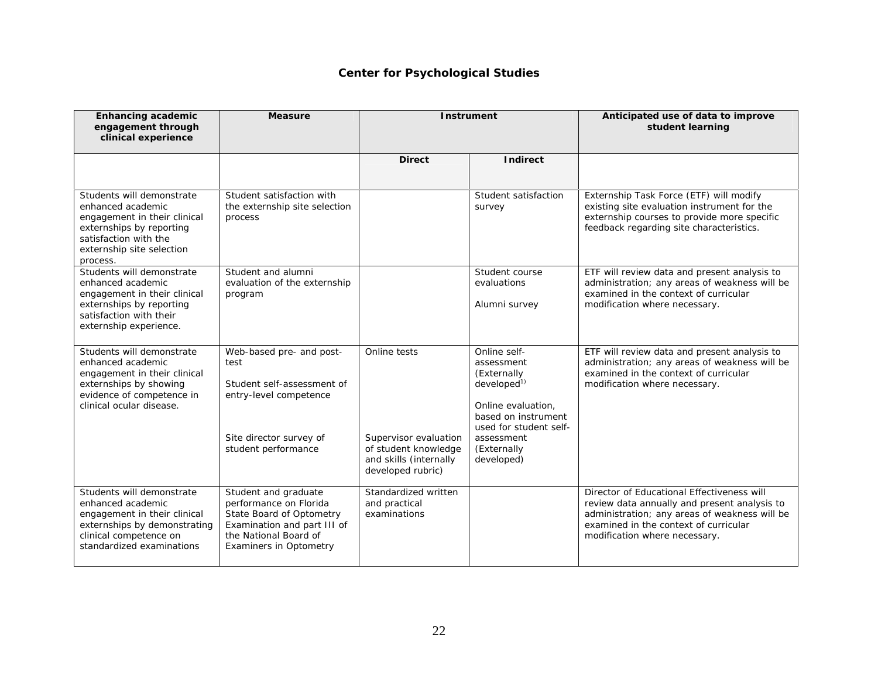## Center for Psychological Studies

| Enhancing academic engagement through clinical experience | Measure | Instrument | | Anticipated use of data to improve student learning |
|---|---|---|---|---|
| | | Direct | Indirect | |
| Students will demonstrate enhanced academic engagement in their clinical externships by reporting satisfaction with the externship site selection process. | Student satisfaction with the externship site selection process | | Student satisfaction survey | Externship Task Force (ETF) will modify existing site evaluation instrument for the externship courses to provide more specific feedback regarding site characteristics. |
| Students will demonstrate enhanced academic engagement in their clinical externships by reporting satisfaction with their externship experience. | Student and alumni evaluation of the externship program | | Student course evaluations<br><br>Alumni survey | ETF will review data and present analysis to administration; any areas of weakness will be examined in the context of curricular modification where necessary. |
| Students will demonstrate enhanced academic engagement in their clinical externships by showing evidence of competence in clinical ocular disease. | Web-based pre- and post-test<br><br>Student self-assessment of entry-level competence<br><br>Site director survey of student performance | Online tests<br><br>Supervisor evaluation of student knowledge and skills (internally developed rubric) | Online self-assessment (Externally developed[1))<br><br>Online evaluation, based on instrument used for student self-assessment (Externally developed) | ETF will review data and present analysis to administration; any areas of weakness will be examined in the context of curricular modification where necessary. |
| Students will demonstrate enhanced academic engagement in their clinical externships by demonstrating clinical competence on standardized examinations | Student and graduate performance on Florida State Board of Optometry Examination and part III of the National Board of Examiners in Optometry | Standardized written and practical examinations | | Director of Educational Effectiveness will review data annually and present analysis to administration; any areas of weakness will be examined in the context of curricular modification where necessary. |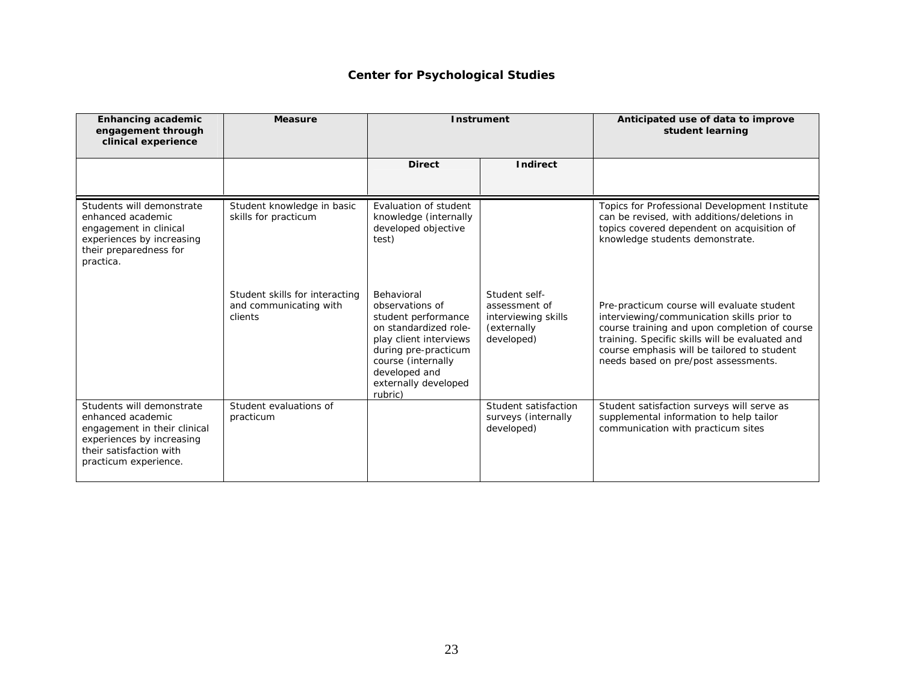## Center for Psychological Studies

| Enhancing academic engagement through clinical experience | Measure | Instrument | | Anticipated use of data to improve student learning |
|---|---|---|---|---|
| | | Direct | Indirect | |
| Students will demonstrate enhanced academic engagement in clinical experiences by increasing their preparedness for practica. | Student knowledge in basic skills for practicum | Evaluation of student knowledge (internally developed objective test) | | Topics for Professional Development Institute can be revised, with additions/deletions in topics covered dependent on acquisition of knowledge students demonstrate. |
| | Student skills for interacting and communicating with clients | Behavioral observations of student performance on standardized role-play client interviews during pre-practicum course (internally developed and externally developed rubric) | Student self-assessment of interviewing skills (externally developed) | Pre-practicum course will evaluate student interviewing/communication skills prior to course training and upon completion of course training. Specific skills will be evaluated and course emphasis will be tailored to student needs based on pre/post assessments. |
| Students will demonstrate enhanced academic engagement in their clinical experiences by increasing their satisfaction with practicum experience. | Student evaluations of practicum | | Student satisfaction surveys (internally developed) | Student satisfaction surveys will serve as supplemental information to help tailor communication with practicum sites |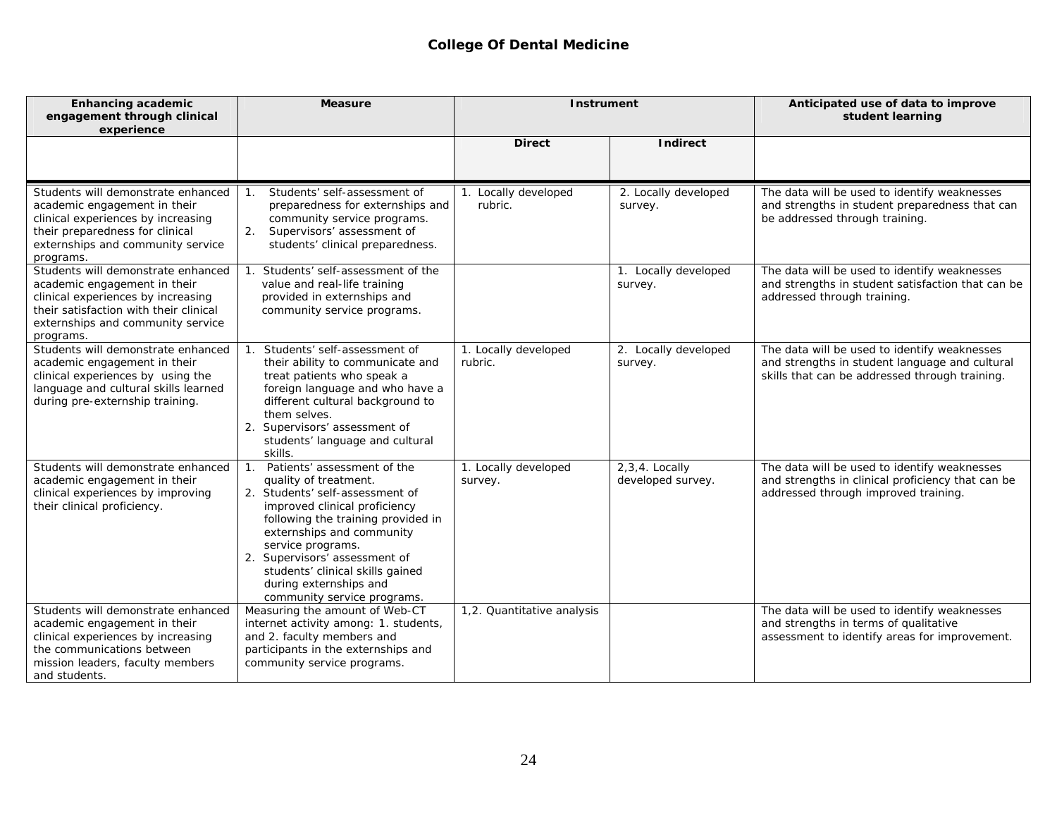## College Of Dental Medicine

| Enhancing academic engagement through clinical experience | Measure | Instrument | | Anticipated use of data to improve student learning |
|---|---|---|---|---|
| | | Direct | Indirect | |
| Students will demonstrate enhanced academic engagement in their clinical experiences by increasing their preparedness for clinical externships and community service programs. | 1. Students' self-assessment of preparedness for externships and community service programs. 2. Supervisors' assessment of students' clinical preparedness. | 1. Locally developed rubric. | 2. Locally developed survey. | The data will be used to identify weaknesses and strengths in student preparedness that can be addressed through training. |
| Students will demonstrate enhanced academic engagement in their clinical experiences by increasing their satisfaction with their clinical externships and community service programs. | 1. Students' self-assessment of the value and real-life training provided in externships and community service programs. | | 1. Locally developed survey. | The data will be used to identify weaknesses and strengths in student satisfaction that can be addressed through training. |
| Students will demonstrate enhanced academic engagement in their clinical experiences by using the language and cultural skills learned during pre-externship training. | 1. Students' self-assessment of their ability to communicate and treat patients who speak a foreign language and who have a different cultural background to them selves. 2. Supervisors' assessment of students' language and cultural skills. | 1. Locally developed rubric. | 2. Locally developed survey. | The data will be used to identify weaknesses and strengths in student language and cultural skills that can be addressed through training. |
| Students will demonstrate enhanced academic engagement in their clinical experiences by improving their clinical proficiency. | 1. Patients' assessment of the quality of treatment. 2. Students' self-assessment of improved clinical proficiency following the training provided in externships and community service programs. 2. Supervisors' assessment of students' clinical skills gained during externships and community service programs. | 1. Locally developed survey. | 2,3,4. Locally developed survey. | The data will be used to identify weaknesses and strengths in clinical proficiency that can be addressed through improved training. |
| Students will demonstrate enhanced academic engagement in their clinical experiences by increasing the communications between mission leaders, faculty members and students. | Measuring the amount of Web-CT internet activity among: 1. students, and 2. faculty members and participants in the externships and community service programs. | 1,2. Quantitative analysis | | The data will be used to identify weaknesses and strengths in terms of qualitative assessment to identify areas for improvement. |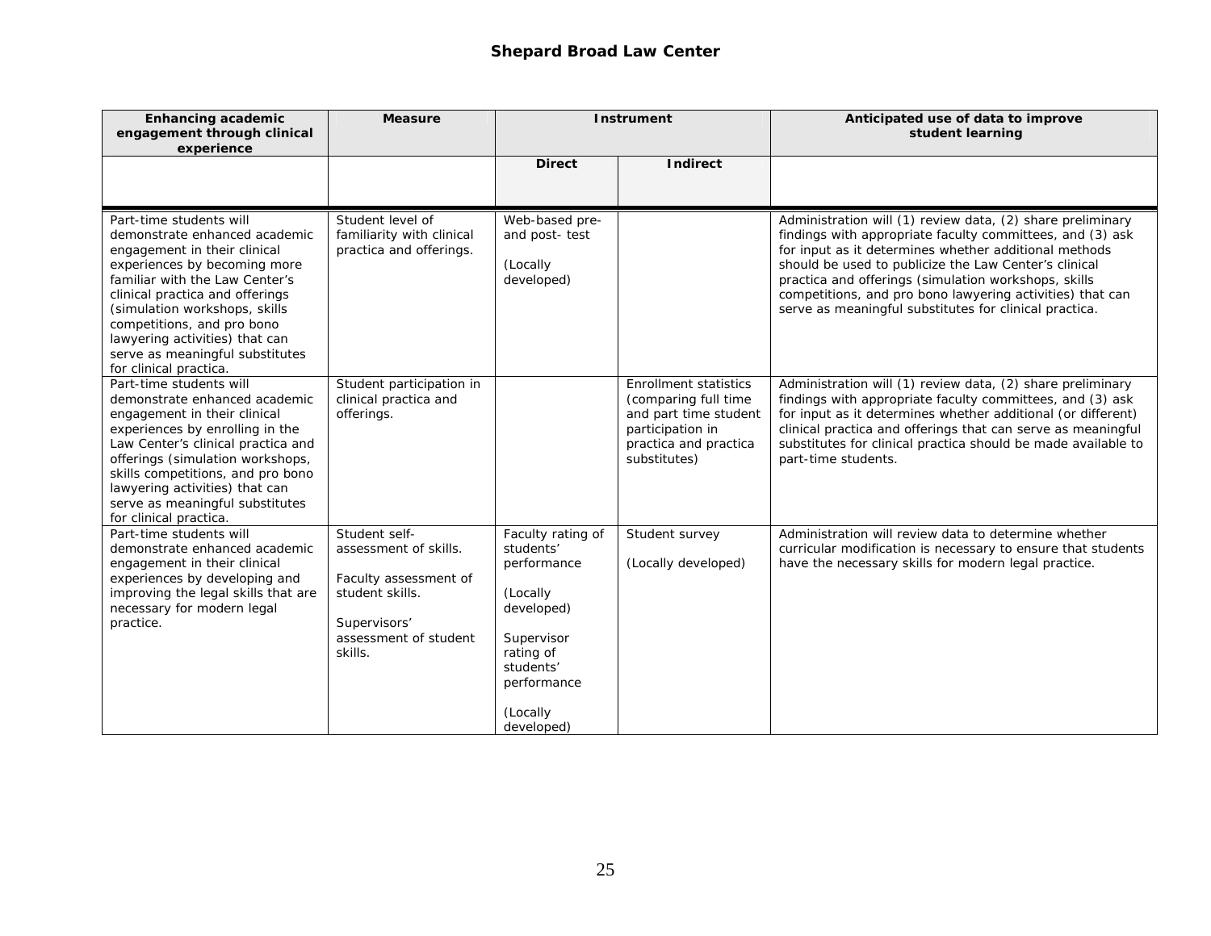## Shepard Broad Law Center

| Enhancing academic engagement through clinical experience | Measure | Instrument | | Anticipated use of data to improve student learning |
|---|---|---|---|---|
| | | Direct | Indirect | |
| Part-time students will demonstrate enhanced academic engagement in their clinical experiences by becoming more familiar with the Law Center's clinical practica and offerings (simulation workshops, skills competitions, and pro bono lawyering activities) that can serve as meaningful substitutes for clinical practica. | Student level of familiarity with clinical practica and offerings. | Web-based pre- and post- test<br><br>(Locally developed) | | Administration will (1) review data, (2) share preliminary findings with appropriate faculty committees, and (3) ask for input as it determines whether additional methods should be used to publicize the Law Center's clinical practica and offerings (simulation workshops, skills competitions, and pro bono lawyering activities) that can serve as meaningful substitutes for clinical practica. |
| Part-time students will demonstrate enhanced academic engagement in their clinical experiences by enrolling in the Law Center's clinical practica and offerings (simulation workshops, skills competitions, and pro bono lawyering activities) that can serve as meaningful substitutes for clinical practica. | Student participation in clinical practica and offerings. | | Enrollment statistics (comparing full time and part time student participation in practica and practica substitutes) | Administration will (1) review data, (2) share preliminary findings with appropriate faculty committees, and (3) ask for input as it determines whether additional (or different) clinical practica and offerings that can serve as meaningful substitutes for clinical practica should be made available to part-time students. |
| Part-time students will demonstrate enhanced academic engagement in their clinical experiences by developing and improving the legal skills that are necessary for modern legal practice. | Student self-assessment of skills.<br><br>Faculty assessment of student skills.<br><br>Supervisors' assessment of student skills. | Faculty rating of students' performance<br><br>(Locally developed)<br><br>Supervisor rating of students' performance<br><br>(Locally developed) | Student survey<br><br>(Locally developed) | Administration will review data to determine whether curricular modification is necessary to ensure that students have the necessary skills for modern legal practice. |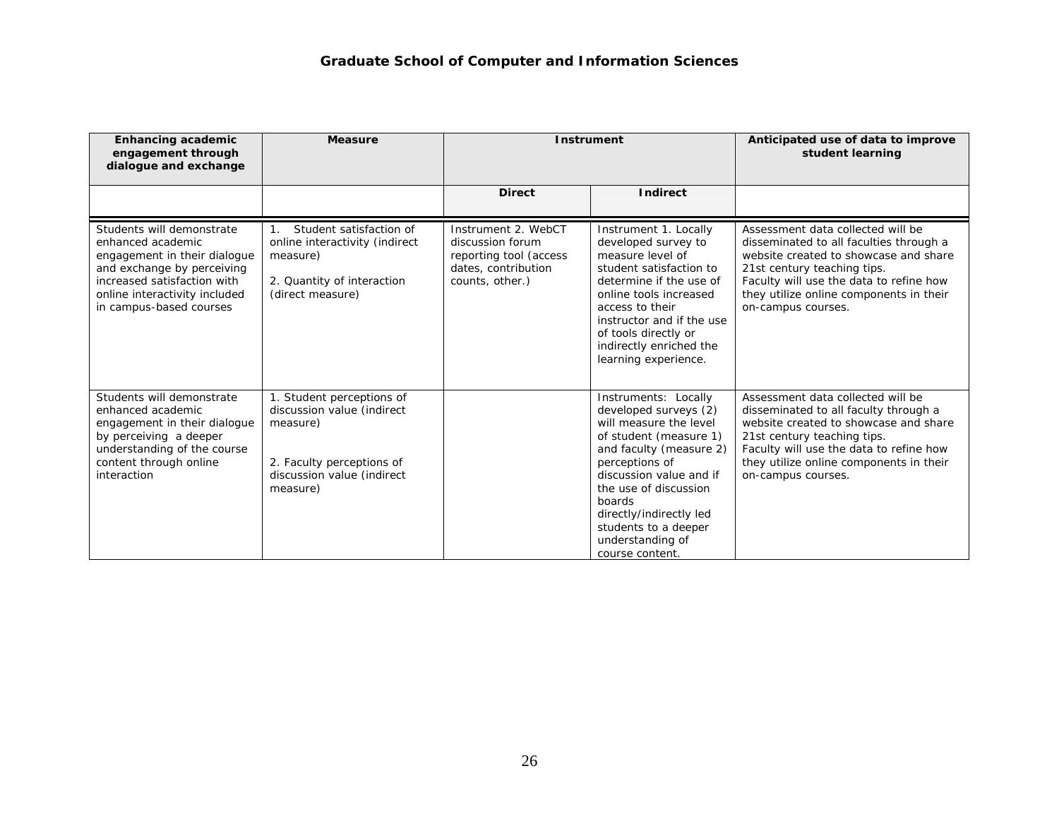## Graduate School of Computer and Information Sciences

| Enhancing academic engagement through dialogue and exchange | Measure | Instrument | | Anticipated use of data to improve student learning |
|---|---|---|---|---|
| | | Direct | Indirect | |
| Students will demonstrate enhanced academic engagement in their dialogue and exchange by perceiving increased satisfaction with online interactivity included in campus-based courses | 1. Student satisfaction of online interactivity (indirect measure)<br><br>2. Quantity of interaction (direct measure) | Instrument 2. WebCT discussion forum reporting tool (access dates, contribution counts, other.) | Instrument 1. Locally developed survey to measure level of student satisfaction to determine if the use of online tools increased access to their instructor and if the use of tools directly or indirectly enriched the learning experience. | Assessment data collected will be disseminated to all faculties through a website created to showcase and share 21st century teaching tips.<br>Faculty will use the data to refine how they utilize online components in their on-campus courses. |
| Students will demonstrate enhanced academic engagement in their dialogue by perceiving a deeper understanding of the course content through online interaction | 1. Student perceptions of discussion value (indirect measure)<br><br>2. Faculty perceptions of discussion value (indirect measure) | | Instruments: Locally developed surveys (2) will measure the level of student (measure 1) and faculty (measure 2) perceptions of discussion value and if the use of discussion boards directly/indirectly led students to a deeper understanding of course content. | Assessment data collected will be disseminated to all faculty through a website created to showcase and share 21st century teaching tips.<br>Faculty will use the data to refine how they utilize online components in their on-campus courses. |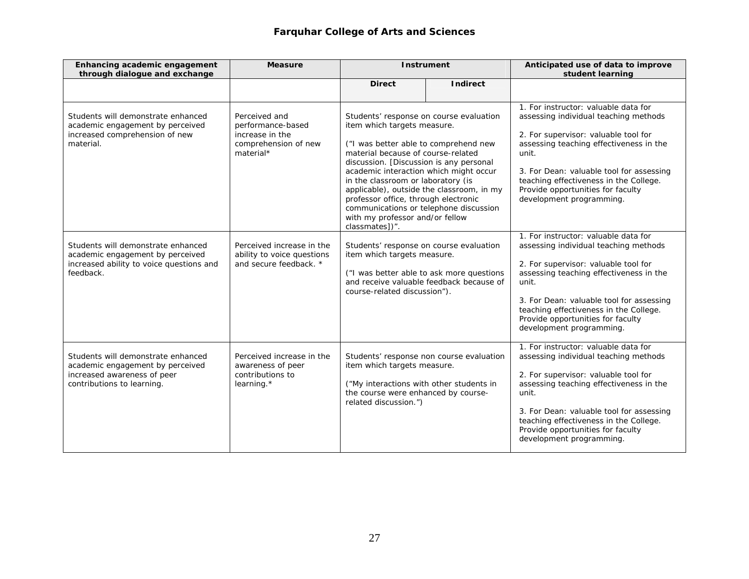## Farquhar College of Arts and Sciences

| Enhancing academic engagement through dialogue and exchange | Measure | Instrument | | Anticipated use of data to improve student learning |
|---|---|---|---|---|
| | | Direct | Indirect | |
| Students will demonstrate enhanced academic engagement by perceived increased comprehension of new material. | Perceived and performance-based increase in the comprehension of new material* | Students' response on course evaluation item which targets measure.<br><br>("I was better able to comprehend new material because of course-related discussion. [Discussion is any personal academic interaction which might occur in the classroom or laboratory (is applicable), outside the classroom, in my professor office, through electronic communications or telephone discussion with my professor and/or fellow classmates])". | | 1. For instructor: valuable data for assessing individual teaching methods<br><br>2. For supervisor: valuable tool for assessing teaching effectiveness in the unit.<br><br>3. For Dean: valuable tool for assessing teaching effectiveness in the College. Provide opportunities for faculty development programming. |
| Students will demonstrate enhanced academic engagement by perceived increased ability to voice questions and feedback. | Perceived increase in the ability to voice questions and secure feedback. * | Students' response on course evaluation item which targets measure.<br><br>("I was better able to ask more questions and receive valuable feedback because of course-related discussion"). | | 1. For instructor: valuable data for assessing individual teaching methods<br><br>2. For supervisor: valuable tool for assessing teaching effectiveness in the unit.<br><br>3. For Dean: valuable tool for assessing teaching effectiveness in the College. Provide opportunities for faculty development programming. |
| Students will demonstrate enhanced academic engagement by perceived increased awareness of peer contributions to learning. | Perceived increase in the awareness of peer contributions to learning.* | Students' response non course evaluation item which targets measure.<br><br>("My interactions with other students in the course were enhanced by course-related discussion.") | | 1. For instructor: valuable data for assessing individual teaching methods<br><br>2. For supervisor: valuable tool for assessing teaching effectiveness in the unit.<br><br>3. For Dean: valuable tool for assessing teaching effectiveness in the College. Provide opportunities for faculty development programming. |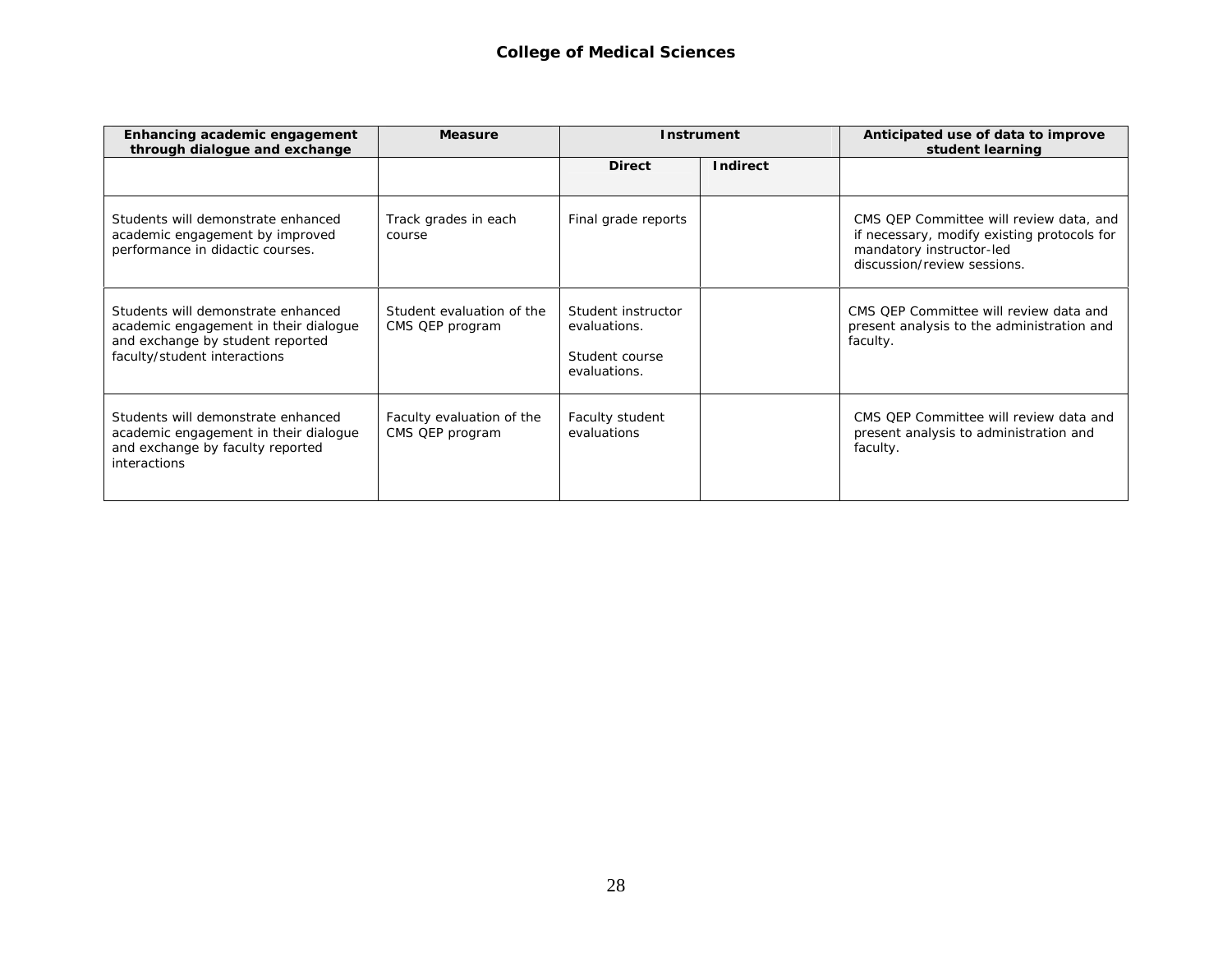**College of Medical Sciences**

| Enhancing academic engagement through dialogue and exchange | Measure | Instrument | | Anticipated use of data to improve student learning |
|---|---|---|---|---|
| | | Direct | Indirect | |
| Students will demonstrate enhanced academic engagement by improved performance in didactic courses. | Track grades in each course | Final grade reports | | CMS QEP Committee will review data, and if necessary, modify existing protocols for mandatory instructor-led discussion/review sessions. |
| Students will demonstrate enhanced academic engagement in their dialogue and exchange by student reported faculty/student interactions | Student evaluation of the CMS QEP program | Student instructor evaluations.<br><br>Student course evaluations. | | CMS QEP Committee will review data and present analysis to the administration and faculty. |
| Students will demonstrate enhanced academic engagement in their dialogue and exchange by faculty reported interactions | Faculty evaluation of the CMS QEP program | Faculty student evaluations | | CMS QEP Committee will review data and present analysis to administration and faculty. |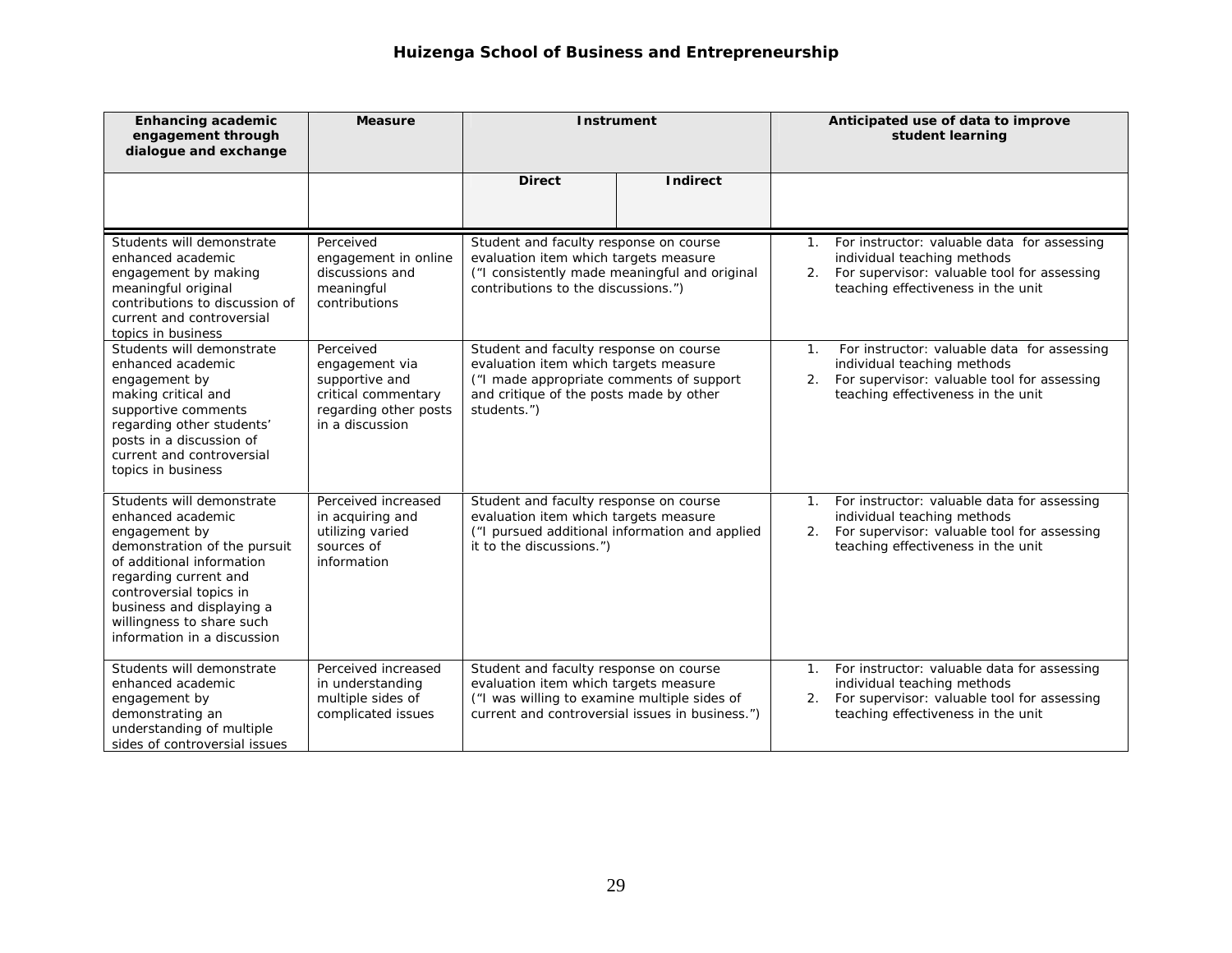## Huizenga School of Business and Entrepreneurship

| Enhancing academic engagement through dialogue and exchange | Measure | Instrument | | Anticipated use of data to improve student learning |
|---|---|---|---|---|
| | | Direct | Indirect | |
| Students will demonstrate enhanced academic engagement by making meaningful original contributions to discussion of current and controversial topics in business | Perceived engagement in online discussions and meaningful contributions | Student and faculty response on course evaluation item which targets measure ("I consistently made meaningful and original contributions to the discussions.") | | 1. For instructor: valuable data for assessing individual teaching methods<br>2. For supervisor: valuable tool for assessing teaching effectiveness in the unit |
| Students will demonstrate enhanced academic engagement by making critical and supportive comments regarding other students' posts in a discussion of current and controversial topics in business | Perceived engagement via supportive and critical commentary regarding other posts in a discussion | Student and faculty response on course evaluation item which targets measure ("I made appropriate comments of support and critique of the posts made by other students.") | | 1. For instructor: valuable data for assessing individual teaching methods<br>2. For supervisor: valuable tool for assessing teaching effectiveness in the unit |
| Students will demonstrate enhanced academic engagement by demonstration of the pursuit of additional information regarding current and controversial topics in business and displaying a willingness to share such information in a discussion | Perceived increased in acquiring and utilizing varied sources of information | Student and faculty response on course evaluation item which targets measure ("I pursued additional information and applied it to the discussions.") | | 1. For instructor: valuable data for assessing individual teaching methods<br>2. For supervisor: valuable tool for assessing teaching effectiveness in the unit |
| Students will demonstrate enhanced academic engagement by demonstrating an understanding of multiple sides of controversial issues | Perceived increased in understanding multiple sides of complicated issues | Student and faculty response on course evaluation item which targets measure ("I was willing to examine multiple sides of current and controversial issues in business.") | | 1. For instructor: valuable data for assessing individual teaching methods<br>2. For supervisor: valuable tool for assessing teaching effectiveness in the unit |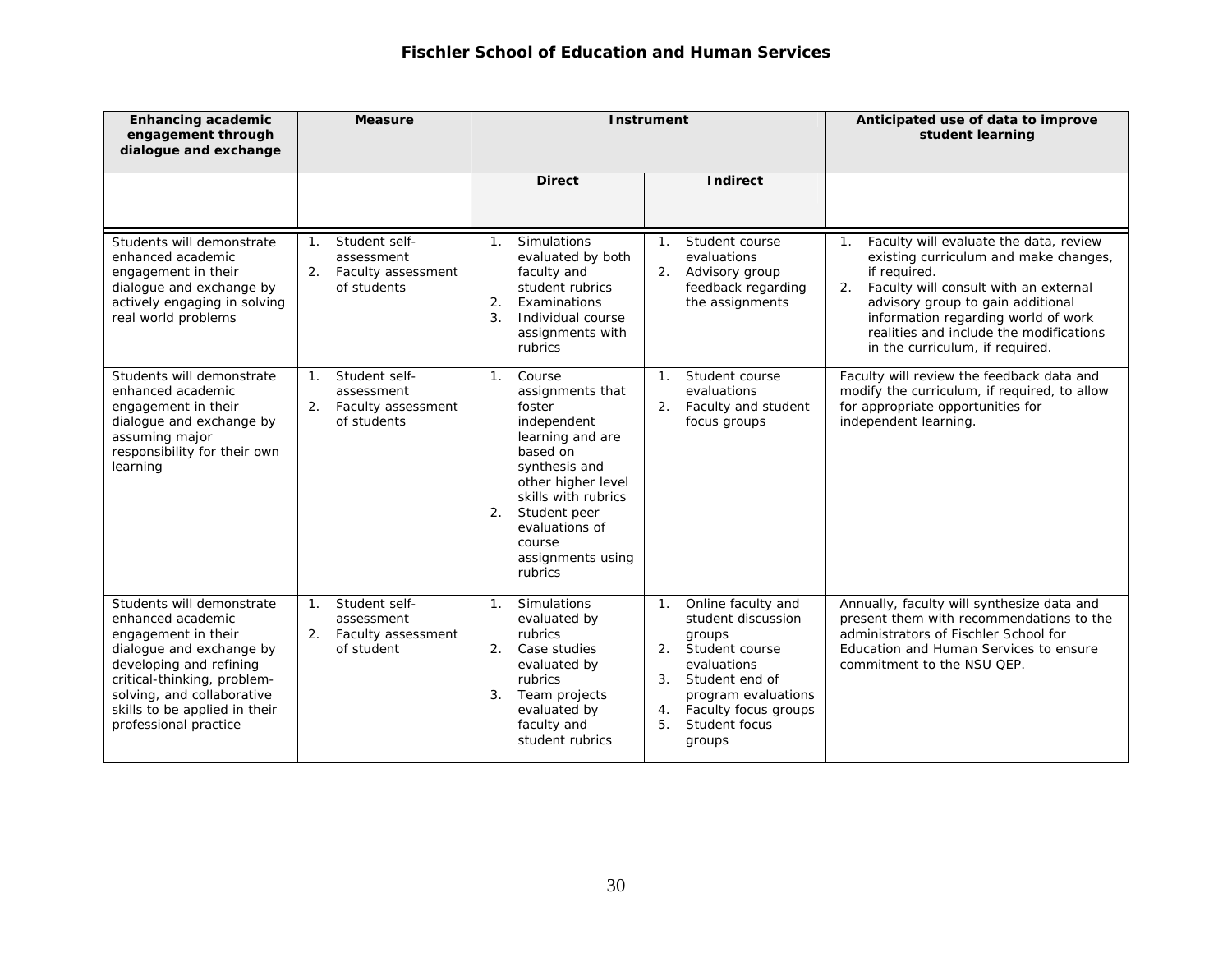## Fischler School of Education and Human Services

| Enhancing academic engagement through dialogue and exchange | Measure | Instrument | | Anticipated use of data to improve student learning |
|---|---|---|---|---|
| | | Direct | Indirect | |
| Students will demonstrate enhanced academic engagement in their dialogue and exchange by actively engaging in solving real world problems | 1. Student self-assessment<br>2. Faculty assessment of students | 1. Simulations evaluated by both faculty and student rubrics<br>2. Examinations<br>3. Individual course assignments with rubrics | 1. Student course evaluations<br>2. Advisory group feedback regarding the assignments | 1. Faculty will evaluate the data, review existing curriculum and make changes, if required.<br>2. Faculty will consult with an external advisory group to gain additional information regarding world of work realities and include the modifications in the curriculum, if required. |
| Students will demonstrate enhanced academic engagement in their dialogue and exchange by assuming major responsibility for their own learning | 1. Student self-assessment<br>2. Faculty assessment of students | 1. Course assignments that foster independent learning and are based on synthesis and other higher level skills with rubrics<br>2. Student peer evaluations of course assignments using rubrics | 1. Student course evaluations<br>2. Faculty and student focus groups | Faculty will review the feedback data and modify the curriculum, if required, to allow for appropriate opportunities for independent learning. |
| Students will demonstrate enhanced academic engagement in their dialogue and exchange by developing and refining critical-thinking, problem-solving, and collaborative skills to be applied in their professional practice | 1. Student self-assessment<br>2. Faculty assessment of student | 1. Simulations evaluated by rubrics<br>2. Case studies evaluated by rubrics<br>3. Team projects evaluated by faculty and student rubrics | 1. Online faculty and student discussion groups<br>2. Student course evaluations<br>3. Student end of program evaluations<br>4. Faculty focus groups<br>5. Student focus groups | Annually, faculty will synthesize data and present them with recommendations to the administrators of Fischler School for Education and Human Services to ensure commitment to the NSU QEP. |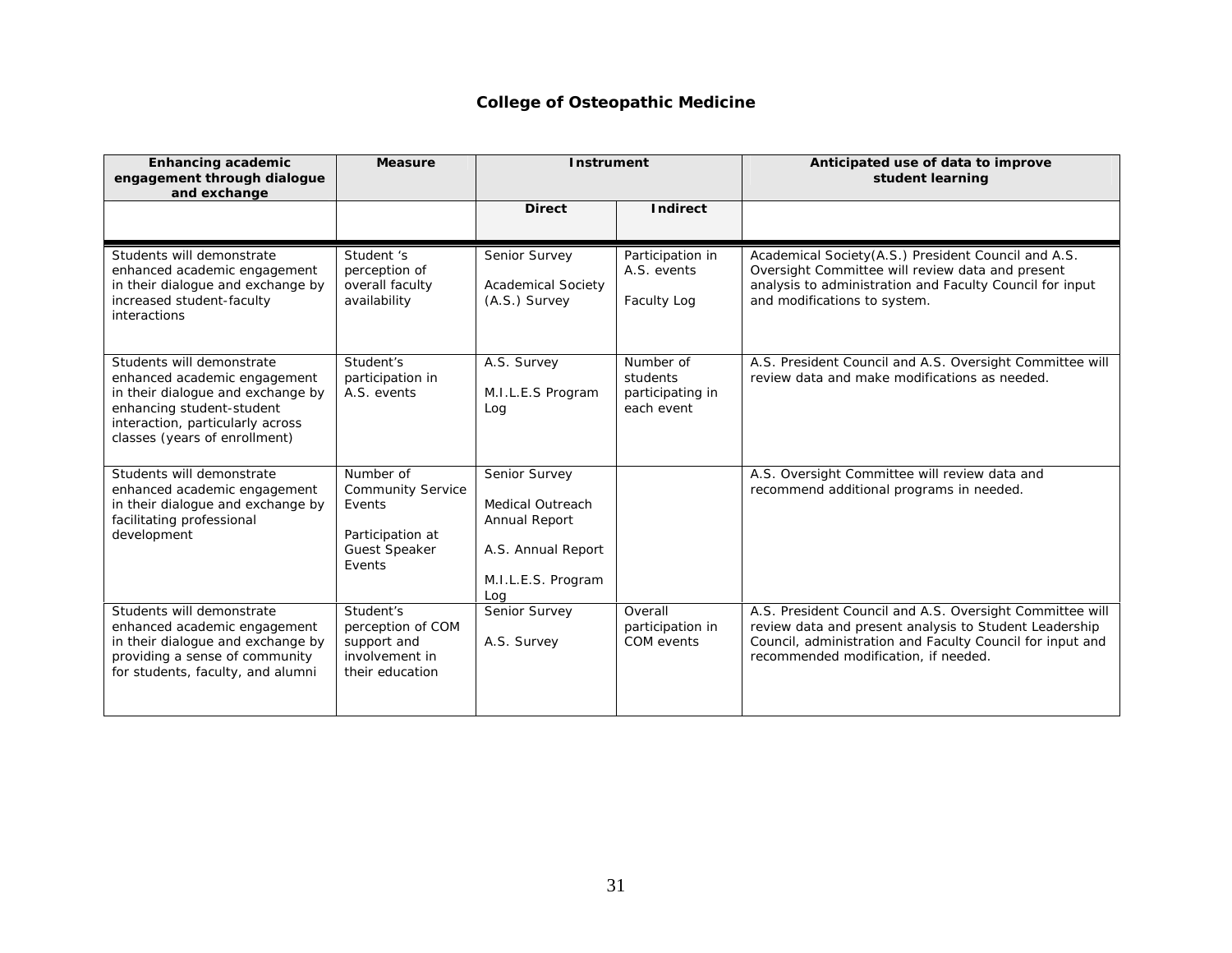## College of Osteopathic Medicine

| Enhancing academic engagement through dialogue and exchange | Measure | Instrument | | Anticipated use of data to improve student learning |
|---|---|---|---|---|
| | | Direct | Indirect | |
| Students will demonstrate enhanced academic engagement in their dialogue and exchange by increased student-faculty interactions | Student 's perception of overall faculty availability | Senior Survey<br><br>Academical Society (A.S.) Survey | Participation in A.S. events<br><br>Faculty Log | Academical Society(A.S.) President Council and A.S. Oversight Committee will review data and present analysis to administration and Faculty Council for input and modifications to system. |
| Students will demonstrate enhanced academic engagement in their dialogue and exchange by enhancing student-student interaction, particularly across classes (years of enrollment) | Student's participation in A.S. events | A.S. Survey<br><br>M.I.L.E.S Program Log | Number of students participating in each event | A.S. President Council and A.S. Oversight Committee will review data and make modifications as needed. |
| Students will demonstrate enhanced academic engagement in their dialogue and exchange by facilitating professional development | Number of Community Service Events<br><br>Participation at Guest Speaker Events | Senior Survey<br><br>Medical Outreach Annual Report<br><br>A.S. Annual Report<br><br>M.I.L.E.S. Program Log | | A.S. Oversight Committee will review data and recommend additional programs in needed. |
| Students will demonstrate enhanced academic engagement in their dialogue and exchange by providing a sense of community for students, faculty, and alumni | Student's perception of COM support and involvement in their education | Senior Survey<br><br>A.S. Survey | Overall participation in COM events | A.S. President Council and A.S. Oversight Committee will review data and present analysis to Student Leadership Council, administration and Faculty Council for input and recommended modification, if needed. |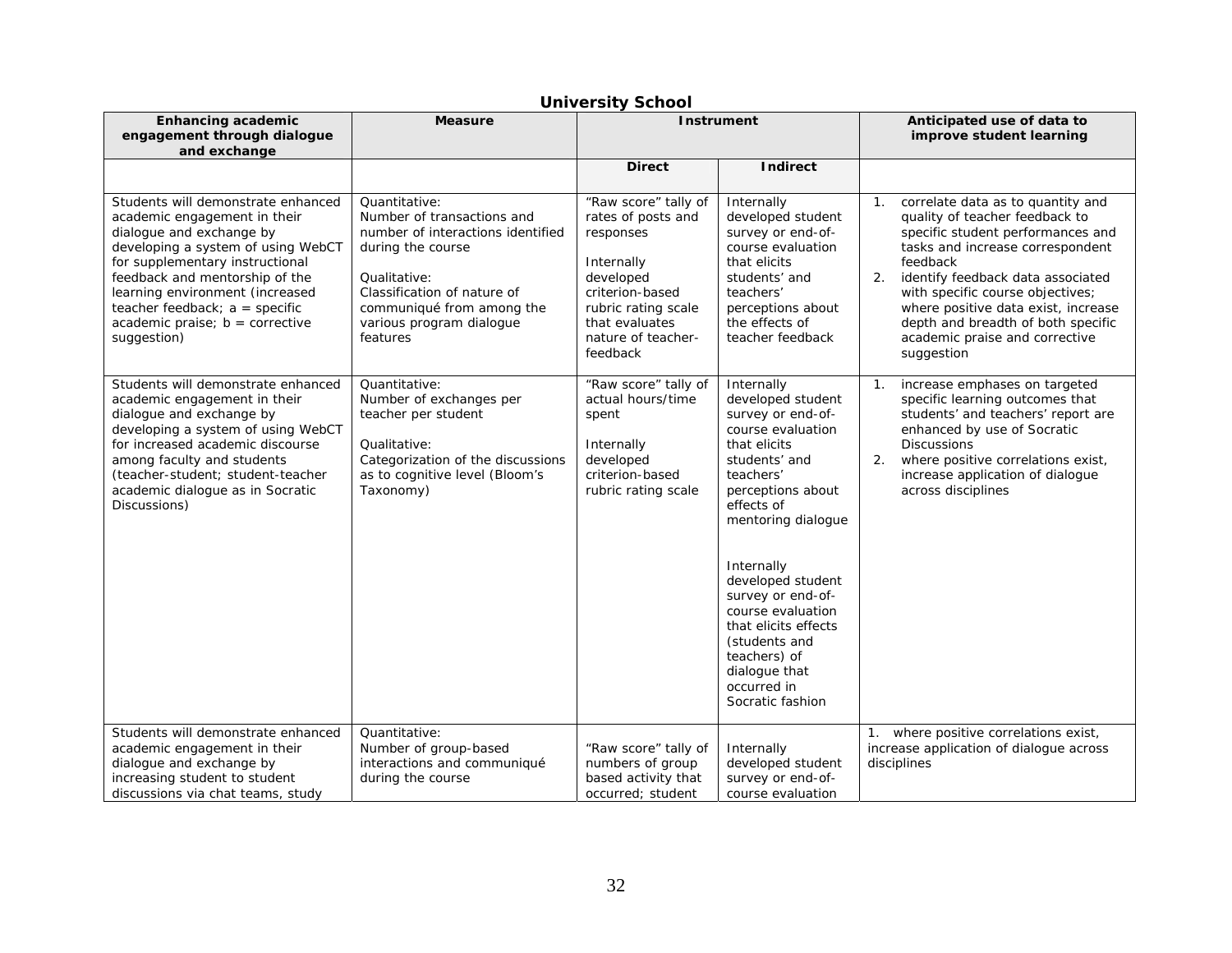**University School**

| Enhancing academic engagement through dialogue and exchange | Measure | Instrument | | Anticipated use of data to improve student learning |
|---|---|---|---|---|
| | | **Direct** | **Indirect** | |
| Students will demonstrate enhanced academic engagement in their dialogue and exchange by developing a system of using WebCT for supplementary instructional feedback and mentorship of the learning environment (increased teacher feedback; a = specific academic praise; b = corrective suggestion) | Quantitative: Number of transactions and number of interactions identified during the course<br><br>Qualitative: Classification of nature of communiqué from among the various program dialogue features | "Raw score" tally of rates of posts and responses<br><br>Internally developed criterion-based rubric rating scale that evaluates nature of teacher-feedback | Internally developed student survey or end-of-course evaluation that elicits students' and teachers' perceptions about the effects of teacher feedback | 1. correlate data as to quantity and quality of teacher feedback to specific student performances and tasks and increase correspondent feedback<br>2. identify feedback data associated with specific course objectives; where positive data exist, increase depth and breadth of both specific academic praise and corrective suggestion |
| Students will demonstrate enhanced academic engagement in their dialogue and exchange by developing a system of using WebCT for increased academic discourse among faculty and students (teacher-student; student-teacher academic dialogue as in Socratic Discussions) | Quantitative: Number of exchanges per teacher per student<br><br>Qualitative: Categorization of the discussions as to cognitive level (Bloom's Taxonomy) | "Raw score" tally of actual hours/time spent<br><br>Internally developed criterion-based rubric rating scale | Internally developed student survey or end-of-course evaluation that elicits students' and teachers' perceptions about effects of mentoring dialogue<br><br>Internally developed student survey or end-of-course evaluation that elicits effects (students and teachers) of dialogue that occurred in Socratic fashion | 1. increase emphases on targeted specific learning outcomes that students' and teachers' report are enhanced by use of Socratic Discussions<br>2. where positive correlations exist, increase application of dialogue across disciplines |
| Students will demonstrate enhanced academic engagement in their dialogue and exchange by increasing student to student discussions via chat teams, study | Quantitative: Number of group-based interactions and communiqué during the course | "Raw score" tally of numbers of group based activity that occurred; student | Internally developed student survey or end-of-course evaluation | 1. where positive correlations exist, increase application of dialogue across disciplines |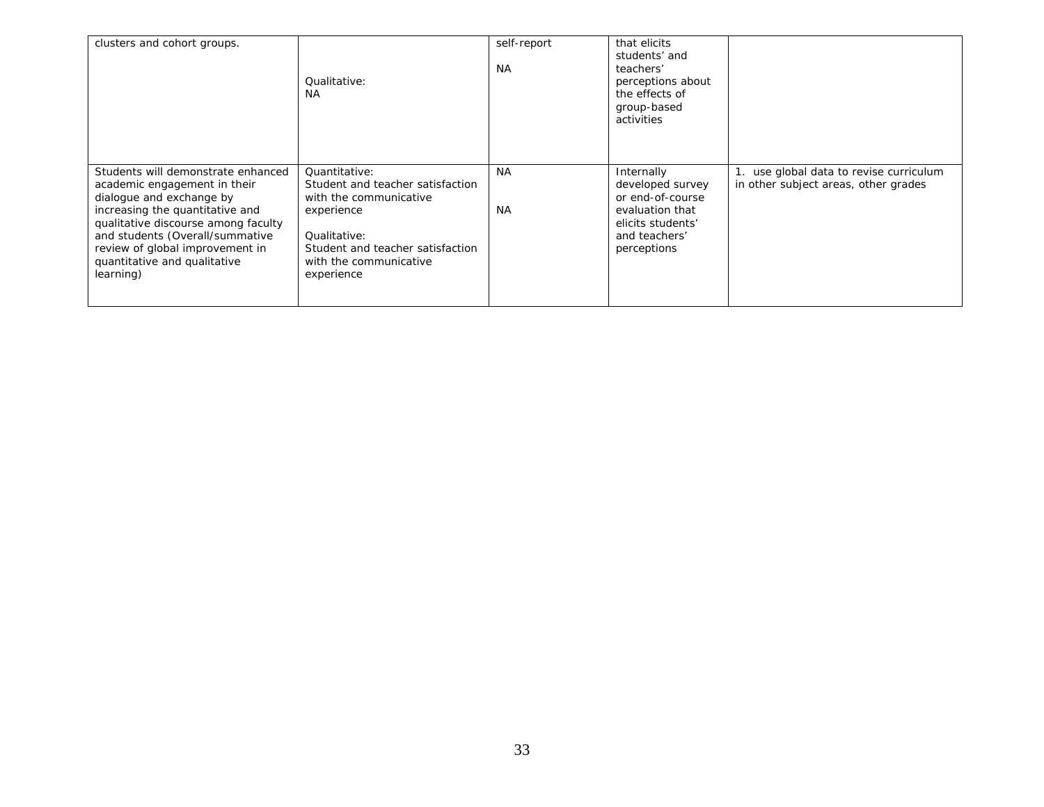| | | | | |
|---|---|---|---|---|
| clusters and cohort groups. | Qualitative:<br>NA | self-report<br><br>NA | that elicits students' and teachers' perceptions about the effects of group-based activities | |
| Students will demonstrate enhanced academic engagement in their dialogue and exchange by increasing the quantitative and qualitative discourse among faculty and students (Overall/summative review of global improvement in quantitative and qualitative learning) | Quantitative:<br>Student and teacher satisfaction with the communicative experience<br><br>Qualitative:<br>Student and teacher satisfaction with the communicative experience | NA<br><br>NA | Internally developed survey or end-of-course evaluation that elicits students' and teachers' perceptions | 1. use global data to revise curriculum in other subject areas, other grades |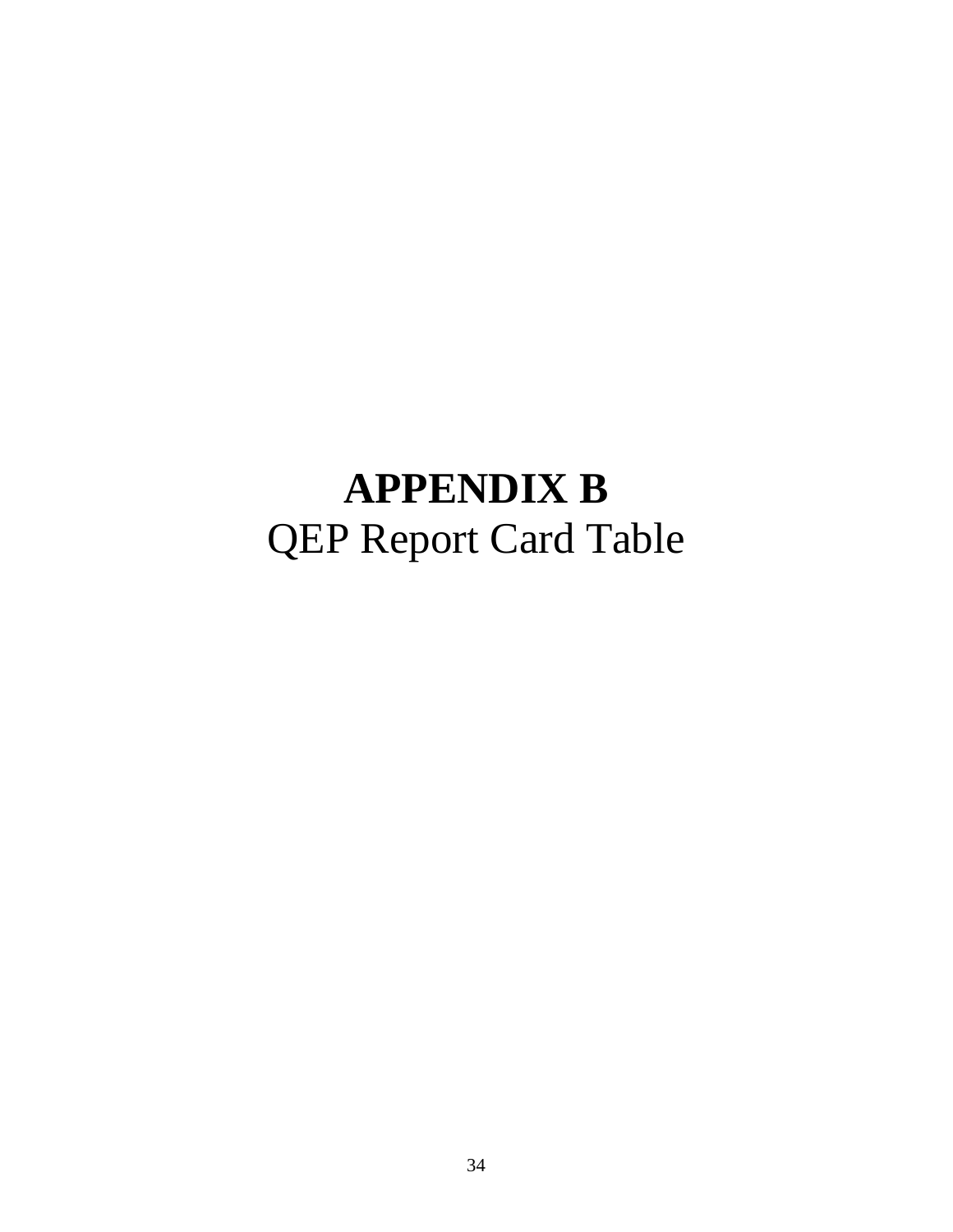# APPENDIX B

QEP Report Card Table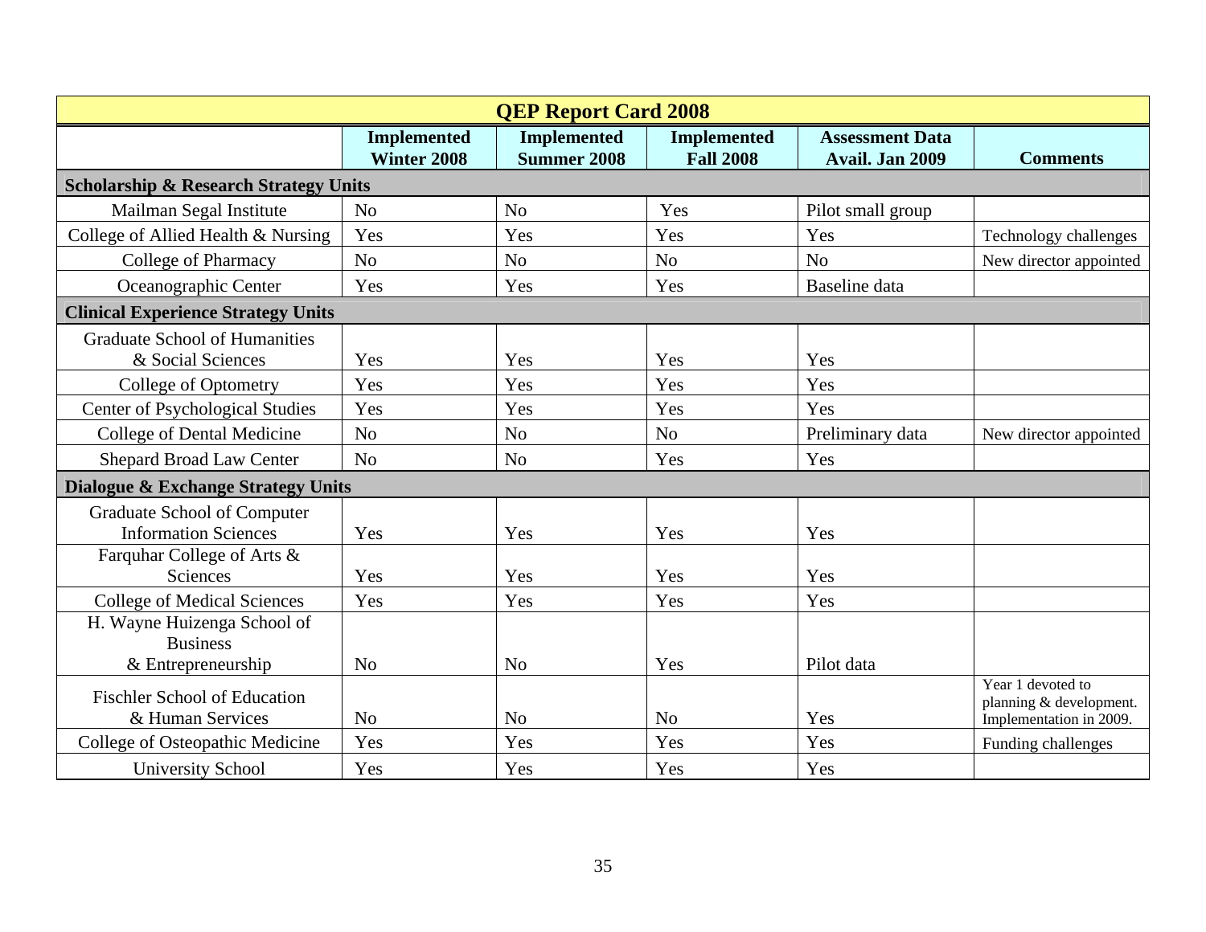| QEP Report Card 2008 | | | | | |
|---|---|---|---|---|---|
| | Implemented Winter 2008 | Implemented Summer 2008 | Implemented Fall 2008 | Assessment Data Avail. Jan 2009 | Comments |
| **Scholarship & Research Strategy Units** | | | | | |
| Mailman Segal Institute | No | No | Yes | Pilot small group | |
| College of Allied Health & Nursing | Yes | Yes | Yes | Yes | Technology challenges |
| College of Pharmacy | No | No | No | No | New director appointed |
| Oceanographic Center | Yes | Yes | Yes | Baseline data | |
| **Clinical Experience Strategy Units** | | | | | |
| Graduate School of Humanities & Social Sciences | Yes | Yes | Yes | Yes | |
| College of Optometry | Yes | Yes | Yes | Yes | |
| Center of Psychological Studies | Yes | Yes | Yes | Yes | |
| College of Dental Medicine | No | No | No | Preliminary data | New director appointed |
| Shepard Broad Law Center | No | No | Yes | Yes | |
| **Dialogue & Exchange Strategy Units** | | | | | |
| Graduate School of Computer Information Sciences | Yes | Yes | Yes | Yes | |
| Farquhar College of Arts & Sciences | Yes | Yes | Yes | Yes | |
| College of Medical Sciences | Yes | Yes | Yes | Yes | |
| H. Wayne Huizenga School of Business & Entrepreneurship | No | No | Yes | Pilot data | |
| Fischler School of Education & Human Services | No | No | No | Yes | Year 1 devoted to planning & development. Implementation in 2009. |
| College of Osteopathic Medicine | Yes | Yes | Yes | Yes | Funding challenges |
| University School | Yes | Yes | Yes | Yes | |